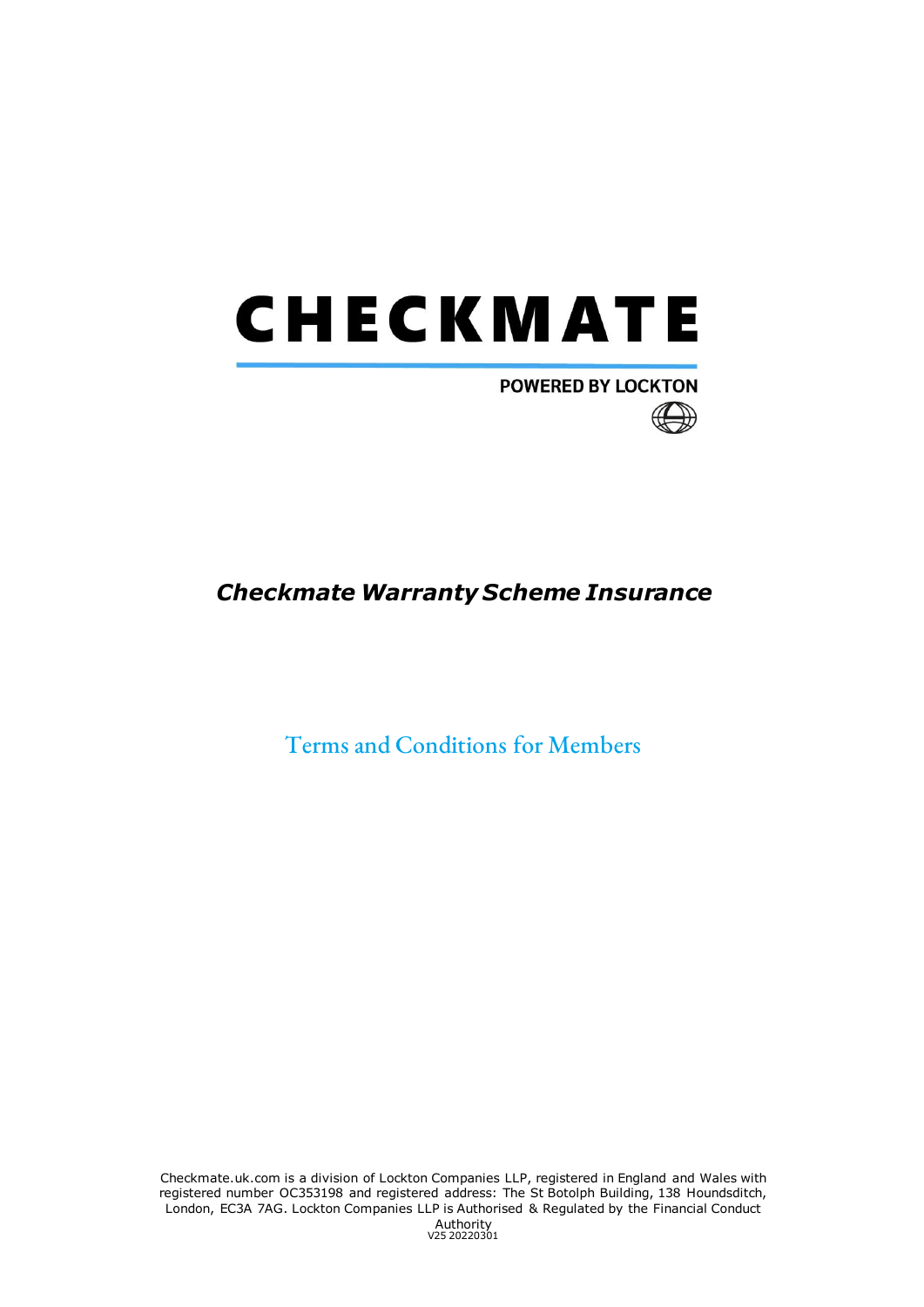# CHECKMATE

POWERED BY LOCKTON

## *Checkmate Warranty Scheme Insurance*

## Terms and Conditions for Members

Checkmate.uk.com is a division of Lockton Companies LLP, registered in England and Wales with registered number OC353198 and registered address: The St Botolph Building, 138 Houndsditch, London, EC3A 7AG. Lockton Companies LLP is Authorised & Regulated by the Financial Conduct Authority

V25 20220301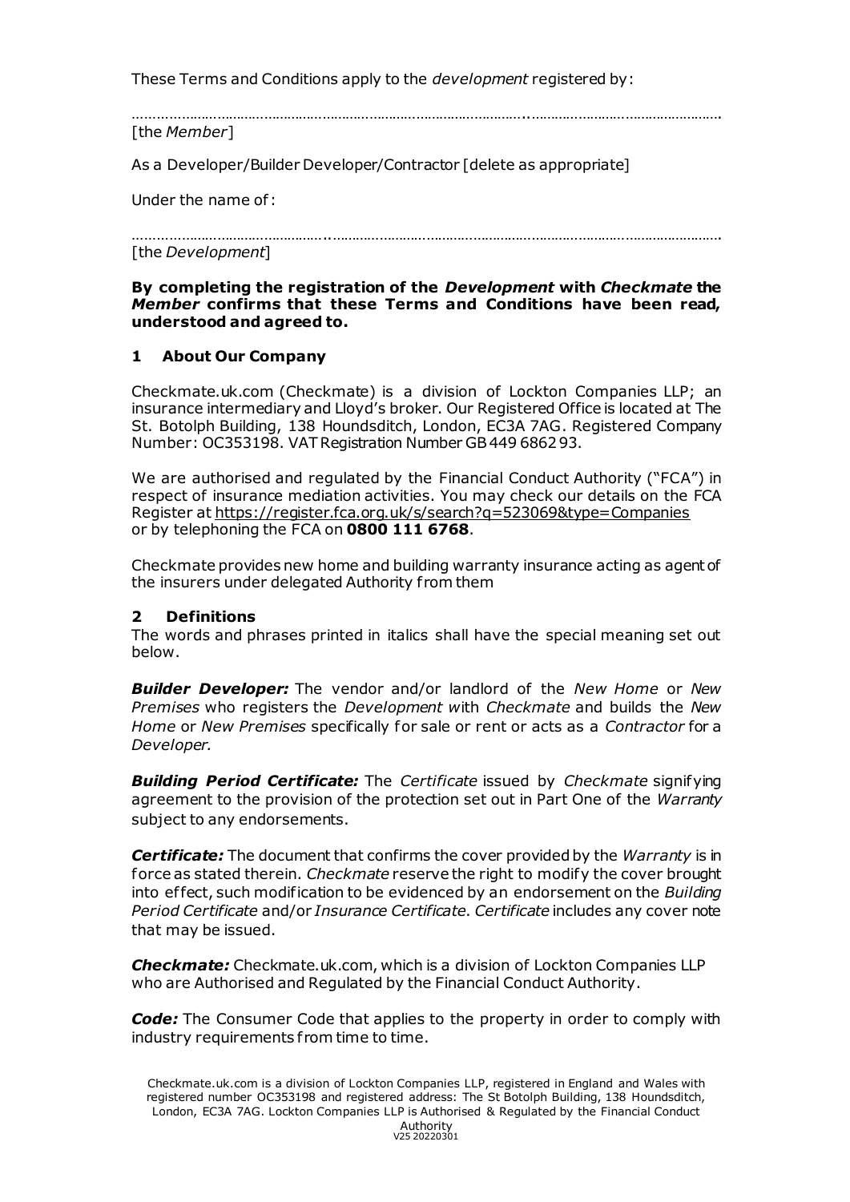These Terms and Conditions apply to the *development* registered by:

…………………………………………………………………………………………………………………………………

[the *Member*]

As a Developer/Builder Developer/Contractor [delete as appropriate]

Under the name of:

…………………………………………………………………………………………………………………………………

[the *Development*]

**By completing the registration of the *Development* with *Checkmate* the *Member* confirms that these Terms and Conditions have been read, understood and agreed to.**

## 1 About Our Company

Checkmate.uk.com (Checkmate) is a division of Lockton Companies LLP; an insurance intermediary and Lloyd's broker. Our Registered Office is located at The St. Botolph Building, 138 Houndsditch, London, EC3A 7AG. Registered Company Number: OC353198. VAT Registration Number GB 449 6862 93.

We are authorised and regulated by the Financial Conduct Authority ("FCA") in respect of insurance mediation activities. You may check our details on the FCA Register at https://register.fca.org.uk/s/search?q=523069&type=Companies or by telephoning the FCA on **0800 111 6768**.

Checkmate provides new home and building warranty insurance acting as agent of the insurers under delegated Authority from them

## 2 Definitions

The words and phrases printed in italics shall have the special meaning set out below.

***Builder Developer:*** The vendor and/or landlord of the *New Home* or *New Premises* who registers the *Development* with *Checkmate* and builds the *New Home* or *New Premises* specifically for sale or rent or acts as a *Contractor* for a *Developer.*

***Building Period Certificate:*** The *Certificate* issued by *Checkmate* signifying agreement to the provision of the protection set out in Part One of the *Warranty* subject to any endorsements.

***Certificate:*** The document that confirms the cover provided by the *Warranty* is in force as stated therein. *Checkmate* reserve the right to modify the cover brought into effect, such modification to be evidenced by an endorsement on the *Building Period Certificate* and/or *Insurance Certificate*. *Certificate* includes any cover note that may be issued.

***Checkmate:*** Checkmate.uk.com, which is a division of Lockton Companies LLP who are Authorised and Regulated by the Financial Conduct Authority.

***Code:*** The Consumer Code that applies to the property in order to comply with industry requirements from time to time.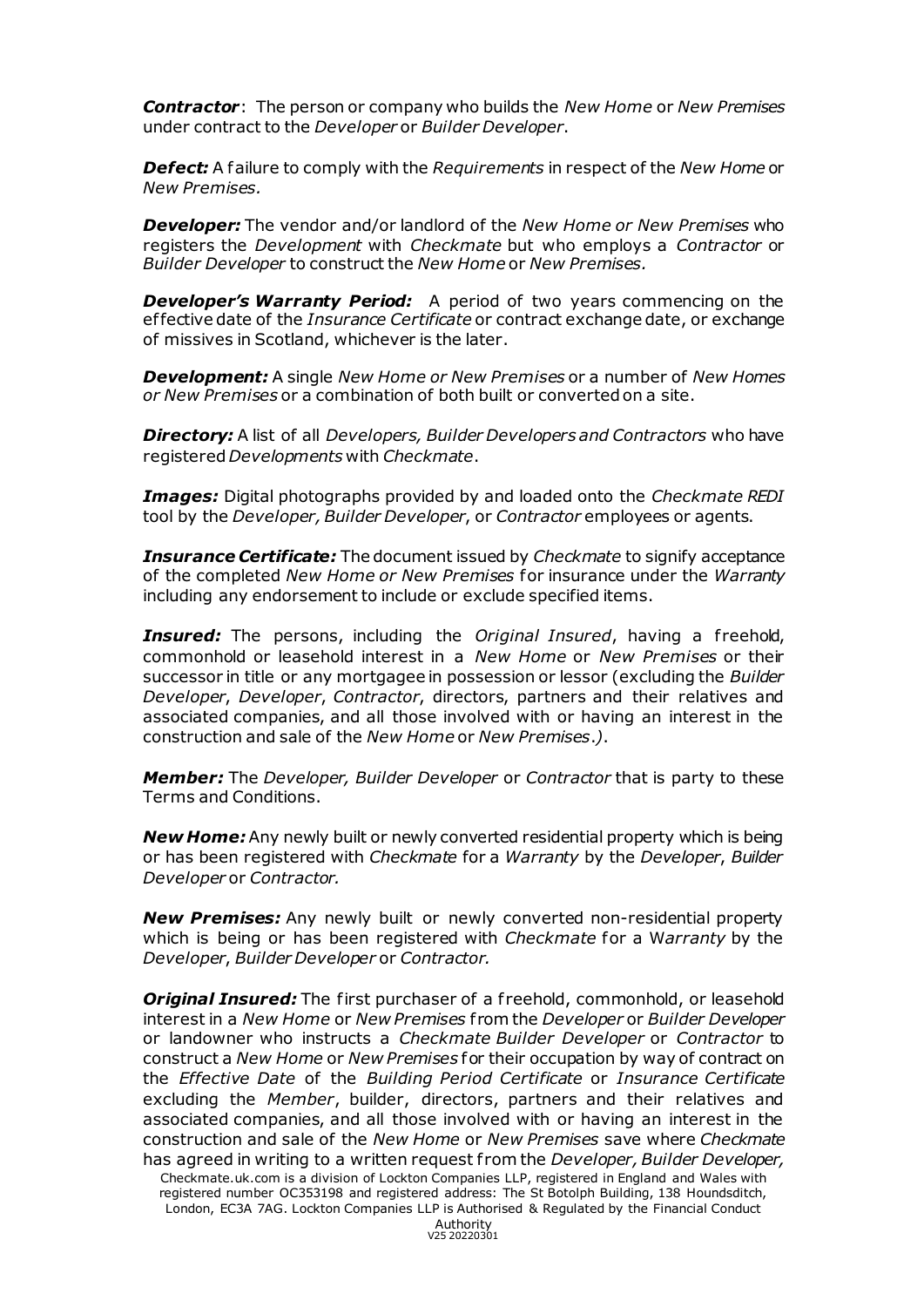***Contractor***: The person or company who builds the *New Home* or *New Premises* under contract to the *Developer* or *Builder Developer*.

***Defect:*** A failure to comply with the *Requirements* in respect of the *New Home* or *New Premises.*

***Developer:*** The vendor and/or landlord of the *New Home or New Premises* who registers the *Development* with *Checkmate* but who employs a *Contractor* or *Builder Developer* to construct the *New Home* or *New Premises.*

***Developer's Warranty Period:*** A period of two years commencing on the effective date of the *Insurance Certificate* or contract exchange date, or exchange of missives in Scotland, whichever is the later.

***Development:*** A single *New Home or New Premises* or a number of *New Homes or New Premises* or a combination of both built or converted on a site.

***Directory:*** A list of all *Developers, Builder Developers and Contractors* who have registered *Developments* with *Checkmate*.

***Images:*** Digital photographs provided by and loaded onto the *Checkmate REDI* tool by the *Developer, Builder Developer*, or *Contractor* employees or agents.

***Insurance Certificate:*** The document issued by *Checkmate* to signify acceptance of the completed *New Home or New Premises* for insurance under the *Warranty* including any endorsement to include or exclude specified items.

***Insured:*** The persons, including the *Original Insured*, having a freehold, commonhold or leasehold interest in a *New Home* or *New Premises* or their successor in title or any mortgagee in possession or lessor (excluding the *Builder Developer*, *Developer*, *Contractor*, directors, partners and their relatives and associated companies, and all those involved with or having an interest in the construction and sale of the *New Home* or *New Premises*.).

***Member:*** The *Developer, Builder Developer* or *Contractor* that is party to these Terms and Conditions.

***New Home:*** Any newly built or newly converted residential property which is being or has been registered with *Checkmate* for a *Warranty* by the *Developer*, *Builder Developer* or *Contractor.*

***New Premises:*** Any newly built or newly converted non-residential property which is being or has been registered with *Checkmate* for a *Warranty* by the *Developer*, *Builder Developer* or *Contractor.*

***Original Insured:*** The first purchaser of a freehold, commonhold, or leasehold interest in a *New Home* or *New Premises* from the *Developer* or *Builder Developer* or landowner who instructs a *Checkmate Builder Developer* or *Contractor* to construct a *New Home* or *New Premises* for their occupation by way of contract on the *Effective Date* of the *Building Period Certificate* or *Insurance Certificate* excluding the *Member*, builder, directors, partners and their relatives and associated companies, and all those involved with or having an interest in the construction and sale of the *New Home* or *New Premises* save where *Checkmate* has agreed in writing to a written request from the *Developer, Builder Developer,*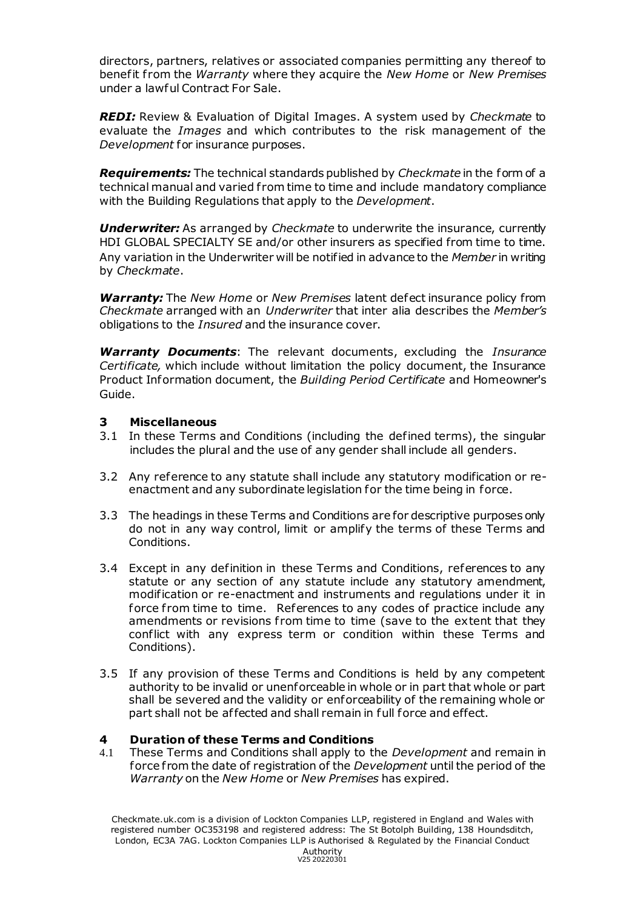directors, partners, relatives or associated companies permitting any thereof to benefit from the *Warranty* where they acquire the *New Home* or *New Premises* under a lawful Contract For Sale.

***REDI:*** Review & Evaluation of Digital Images. A system used by *Checkmate* to evaluate the *Images* and which contributes to the risk management of the *Development* for insurance purposes.

***Requirements:*** The technical standards published by *Checkmate* in the form of a technical manual and varied from time to time and include mandatory compliance with the Building Regulations that apply to the *Development*.

***Underwriter:*** As arranged by *Checkmate* to underwrite the insurance, currently HDI GLOBAL SPECIALTY SE and/or other insurers as specified from time to time. Any variation in the Underwriter will be notified in advance to the *Member* in writing by *Checkmate*.

***Warranty:*** The *New Home* or *New Premises* latent defect insurance policy from *Checkmate* arranged with an *Underwriter* that inter alia describes the *Member's* obligations to the *Insured* and the insurance cover.

***Warranty Documents***: The relevant documents, excluding the *Insurance Certificate,* which include without limitation the policy document, the Insurance Product Information document, the *Building Period Certificate* and Homeowner's Guide.

## 3 Miscellaneous

3.1 In these Terms and Conditions (including the defined terms), the singular includes the plural and the use of any gender shall include all genders.

3.2 Any reference to any statute shall include any statutory modification or re-enactment and any subordinate legislation for the time being in force.

3.3 The headings in these Terms and Conditions are for descriptive purposes only do not in any way control, limit or amplify the terms of these Terms and Conditions.

3.4 Except in any definition in these Terms and Conditions, references to any statute or any section of any statute include any statutory amendment, modification or re-enactment and instruments and regulations under it in force from time to time. References to any codes of practice include any amendments or revisions from time to time (save to the extent that they conflict with any express term or condition within these Terms and Conditions).

3.5 If any provision of these Terms and Conditions is held by any competent authority to be invalid or unenforceable in whole or in part that whole or part shall be severed and the validity or enforceability of the remaining whole or part shall not be affected and shall remain in full force and effect.

## 4 Duration of these Terms and Conditions

4.1 These Terms and Conditions shall apply to the *Development* and remain in force from the date of registration of the *Development* until the period of the *Warranty* on the *New Home* or *New Premises* has expired.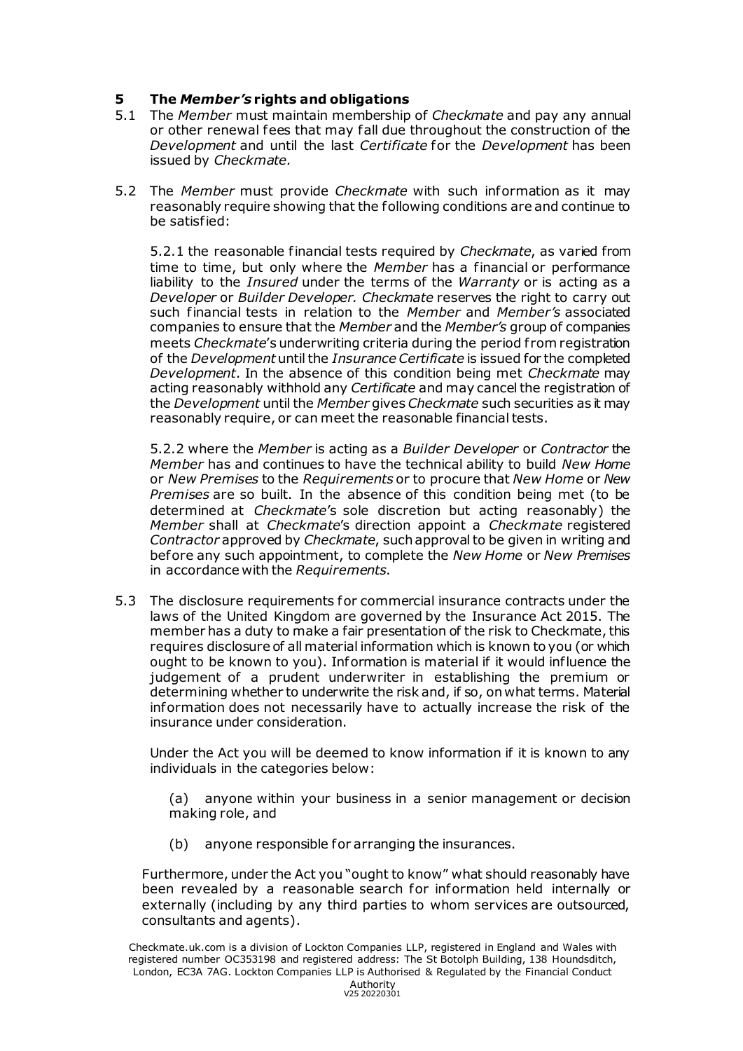## 5 The *Member's* rights and obligations

5.1 The *Member* must maintain membership of *Checkmate* and pay any annual or other renewal fees that may fall due throughout the construction of the *Development* and until the last *Certificate* for the *Development* has been issued by *Checkmate.*

5.2 The *Member* must provide *Checkmate* with such information as it may reasonably require showing that the following conditions are and continue to be satisfied:

5.2.1 the reasonable financial tests required by *Checkmate*, as varied from time to time, but only where the *Member* has a financial or performance liability to the *Insured* under the terms of the *Warranty* or is acting as a *Developer* or *Builder Developer. Checkmate* reserves the right to carry out such financial tests in relation to the *Member* and *Member's* associated companies to ensure that the *Member* and the *Member's* group of companies meets *Checkmate*'s underwriting criteria during the period from registration of the *Development* until the *Insurance Certificate* is issued for the completed *Development*. In the absence of this condition being met *Checkmate* may acting reasonably withhold any *Certificate* and may cancel the registration of the *Development* until the *Member* gives *Checkmate* such securities as it may reasonably require, or can meet the reasonable financial tests.

5.2.2 where the *Member* is acting as a *Builder Developer* or *Contractor* the *Member* has and continues to have the technical ability to build *New Home* or *New Premises* to the *Requirements* or to procure that *New Home* or *New Premises* are so built. In the absence of this condition being met (to be determined at *Checkmate*'s sole discretion but acting reasonably) the *Member* shall at *Checkmate*'s direction appoint a *Checkmate* registered *Contractor* approved by *Checkmate*, such approval to be given in writing and before any such appointment, to complete the *New Home* or *New Premises* in accordance with the *Requirements*.

5.3 The disclosure requirements for commercial insurance contracts under the laws of the United Kingdom are governed by the Insurance Act 2015. The member has a duty to make a fair presentation of the risk to Checkmate, this requires disclosure of all material information which is known to you (or which ought to be known to you). Information is material if it would influence the judgement of a prudent underwriter in establishing the premium or determining whether to underwrite the risk and, if so, on what terms. Material information does not necessarily have to actually increase the risk of the insurance under consideration.

Under the Act you will be deemed to know information if it is known to any individuals in the categories below:

(a) anyone within your business in a senior management or decision making role, and

(b) anyone responsible for arranging the insurances.

Furthermore, under the Act you "ought to know" what should reasonably have been revealed by a reasonable search for information held internally or externally (including by any third parties to whom services are outsourced, consultants and agents).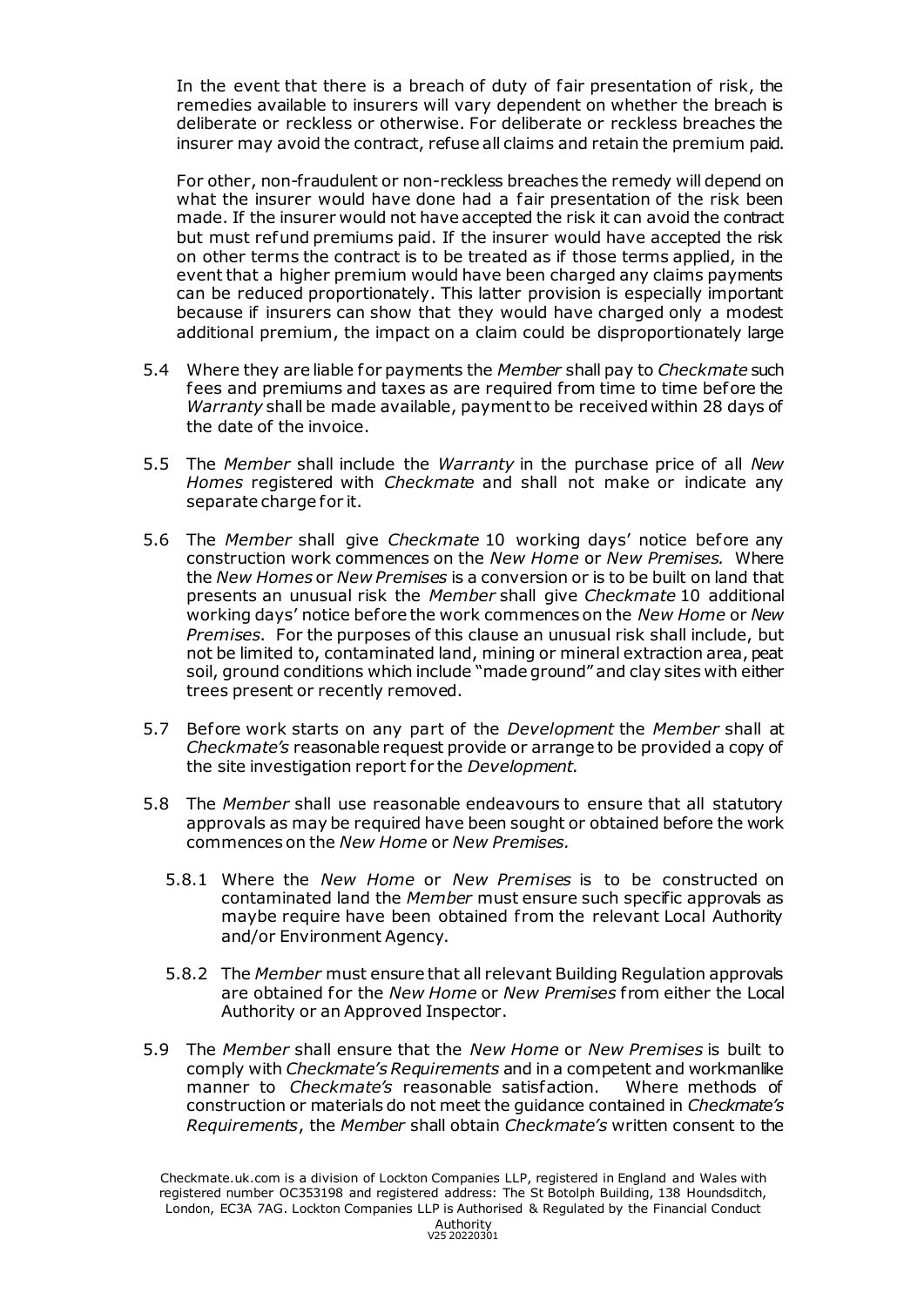In the event that there is a breach of duty of fair presentation of risk, the remedies available to insurers will vary dependent on whether the breach is deliberate or reckless or otherwise. For deliberate or reckless breaches the insurer may avoid the contract, refuse all claims and retain the premium paid.

For other, non-fraudulent or non-reckless breaches the remedy will depend on what the insurer would have done had a fair presentation of the risk been made. If the insurer would not have accepted the risk it can avoid the contract but must refund premiums paid. If the insurer would have accepted the risk on other terms the contract is to be treated as if those terms applied, in the event that a higher premium would have been charged any claims payments can be reduced proportionately. This latter provision is especially important because if insurers can show that they would have charged only a modest additional premium, the impact on a claim could be disproportionately large

5.4 Where they are liable for payments the *Member* shall pay to *Checkmate* such fees and premiums and taxes as are required from time to time before the *Warranty* shall be made available, payment to be received within 28 days of the date of the invoice.

5.5 The *Member* shall include the *Warranty* in the purchase price of all *New Homes* registered with *Checkmate* and shall not make or indicate any separate charge for it.

5.6 The *Member* shall give *Checkmate* 10 working days' notice before any construction work commences on the *New Home* or *New Premises.* Where the *New Homes* or *New Premises* is a conversion or is to be built on land that presents an unusual risk the *Member* shall give *Checkmate* 10 additional working days' notice before the work commences on the *New Home* or *New Premises*. For the purposes of this clause an unusual risk shall include, but not be limited to, contaminated land, mining or mineral extraction area, peat soil, ground conditions which include "made ground" and clay sites with either trees present or recently removed.

5.7 Before work starts on any part of the *Development* the *Member* shall at *Checkmate's* reasonable request provide or arrange to be provided a copy of the site investigation report for the *Development.*

5.8 The *Member* shall use reasonable endeavours to ensure that all statutory approvals as may be required have been sought or obtained before the work commences on the *New Home* or *New Premises.*

5.8.1 Where the *New Home* or *New Premises* is to be constructed on contaminated land the *Member* must ensure such specific approvals as maybe require have been obtained from the relevant Local Authority and/or Environment Agency.

5.8.2 The *Member* must ensure that all relevant Building Regulation approvals are obtained for the *New Home* or *New Premises* from either the Local Authority or an Approved Inspector.

5.9 The *Member* shall ensure that the *New Home* or *New Premises* is built to comply with *Checkmate's Requirements* and in a competent and workmanlike manner to *Checkmate's* reasonable satisfaction. Where methods of construction or materials do not meet the guidance contained in *Checkmate's Requirements*, the *Member* shall obtain *Checkmate's* written consent to the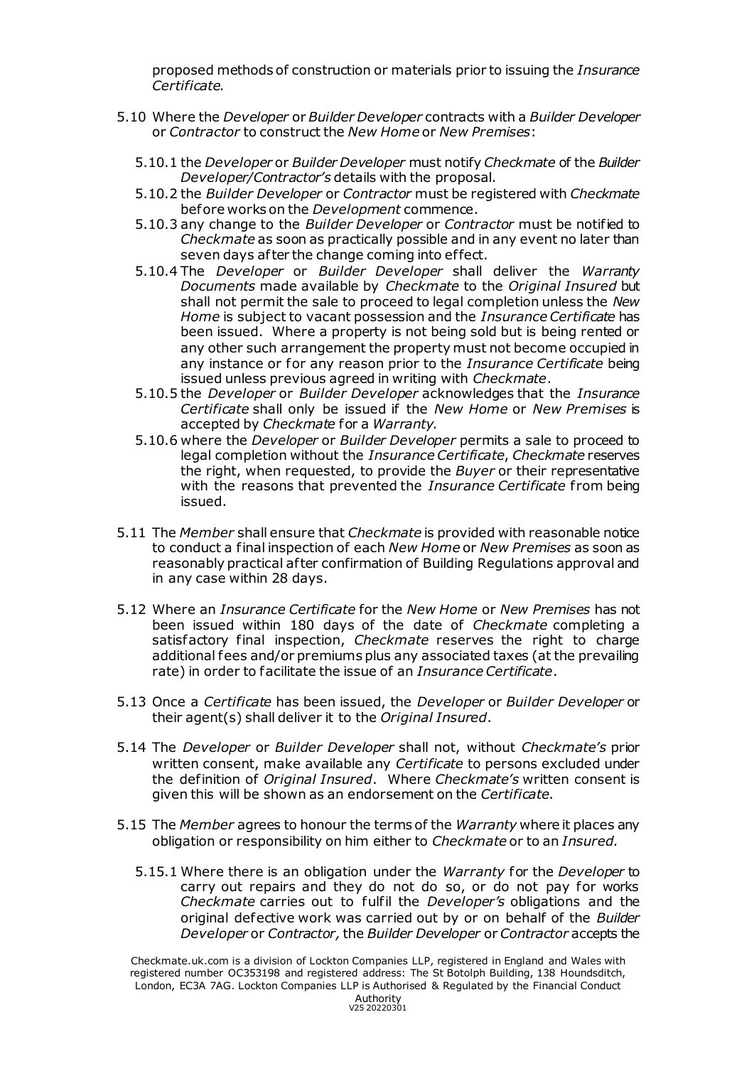proposed methods of construction or materials prior to issuing the *Insurance Certificate.*

5.10 Where the *Developer* or *Builder Developer* contracts with a *Builder Developer* or *Contractor* to construct the *New Home* or *New Premises*:

5.10.1 the *Developer* or *Builder Developer* must notify *Checkmate* of the *Builder Developer/Contractor's* details with the proposal.

5.10.2 the *Builder Developer* or *Contractor* must be registered with *Checkmate* before works on the *Development* commence.

5.10.3 any change to the *Builder Developer* or *Contractor* must be notified to *Checkmate* as soon as practically possible and in any event no later than seven days after the change coming into effect.

5.10.4 The *Developer* or *Builder Developer* shall deliver the *Warranty Documents* made available by *Checkmate* to the *Original Insured* but shall not permit the sale to proceed to legal completion unless the *New Home* is subject to vacant possession and the *Insurance Certificate* has been issued. Where a property is not being sold but is being rented or any other such arrangement the property must not become occupied in any instance or for any reason prior to the *Insurance Certificate* being issued unless previous agreed in writing with *Checkmate*.

5.10.5 the *Developer* or *Builder Developer* acknowledges that the *Insurance Certificate* shall only be issued if the *New Home* or *New Premises* is accepted by *Checkmate* for a *Warranty.*

5.10.6 where the *Developer* or *Builder Developer* permits a sale to proceed to legal completion without the *Insurance Certificate*, *Checkmate* reserves the right, when requested, to provide the *Buyer* or their representative with the reasons that prevented the *Insurance Certificate* from being issued.

5.11 The *Member* shall ensure that *Checkmate* is provided with reasonable notice to conduct a final inspection of each *New Home* or *New Premises* as soon as reasonably practical after confirmation of Building Regulations approval and in any case within 28 days.

5.12 Where an *Insurance Certificate* for the *New Home* or *New Premises* has not been issued within 180 days of the date of *Checkmate* completing a satisfactory final inspection, *Checkmate* reserves the right to charge additional fees and/or premiums plus any associated taxes (at the prevailing rate) in order to facilitate the issue of an *Insurance Certificate*.

5.13 Once a *Certificate* has been issued, the *Developer* or *Builder Developer* or their agent(s) shall deliver it to the *Original Insured*.

5.14 The *Developer* or *Builder Developer* shall not, without *Checkmate's* prior written consent, make available any *Certificate* to persons excluded under the definition of *Original Insured*. Where *Checkmate's* written consent is given this will be shown as an endorsement on the *Certificate*.

5.15 The *Member* agrees to honour the terms of the *Warranty* where it places any obligation or responsibility on him either to *Checkmate* or to an *Insured.*

5.15.1 Where there is an obligation under the *Warranty* for the *Developer* to carry out repairs and they do not do so, or do not pay for works *Checkmate* carries out to fulfil the *Developer's* obligations and the original defective work was carried out by or on behalf of the *Builder Developer* or *Contractor,* the *Builder Developer* or *Contractor* accepts the

Checkmate.uk.com is a division of Lockton Companies LLP, registered in England and Wales with registered number OC353198 and registered address: The St Botolph Building, 138 Houndsditch, London, EC3A 7AG. Lockton Companies LLP is Authorised & Regulated by the Financial Conduct Authority
V25 20220301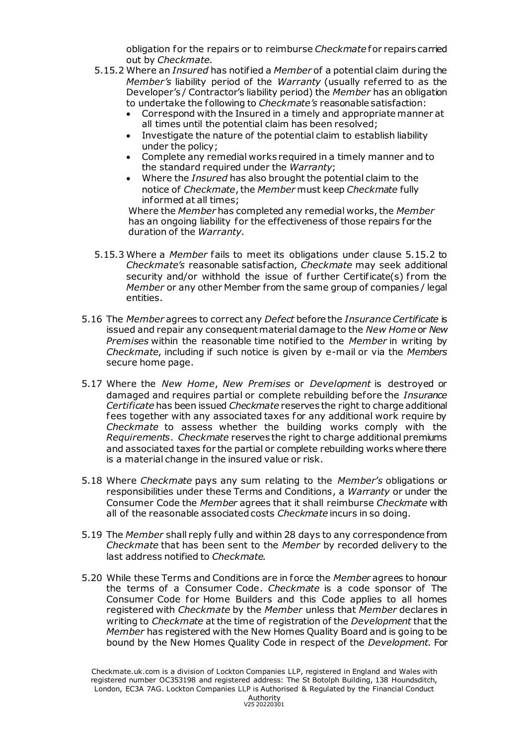obligation for the repairs or to reimburse *Checkmate* for repairs carried out by *Checkmate*.

5.15.2 Where an *Insured* has notified a *Member* of a potential claim during the *Member's* liability period of the *Warranty* (usually referred to as the Developer's / Contractor's liability period) the *Member* has an obligation to undertake the following to *Checkmate's* reasonable satisfaction:

- Correspond with the Insured in a timely and appropriate manner at all times until the potential claim has been resolved;
- Investigate the nature of the potential claim to establish liability under the policy;
- Complete any remedial works required in a timely manner and to the standard required under the *Warranty*;
- Where the *Insured* has also brought the potential claim to the notice of *Checkmate*, the *Member* must keep *Checkmate* fully informed at all times;

Where the *Member* has completed any remedial works, the *Member* has an ongoing liability for the effectiveness of those repairs for the duration of the *Warranty*.

5.15.3 Where a *Member* fails to meet its obligations under clause 5.15.2 to *Checkmate's* reasonable satisfaction, *Checkmate* may seek additional security and/or withhold the issue of further Certificate(s) from the *Member* or any other Member from the same group of companies / legal entities.

5.16 The *Member* agrees to correct any *Defect* before the *Insurance Certificate* is issued and repair any consequent material damage to the *New Home* or *New Premises* within the reasonable time notified to the *Member* in writing by *Checkmate*, including if such notice is given by e-mail or via the *Members* secure home page.

5.17 Where the *New Home*, *New Premises* or *Development* is destroyed or damaged and requires partial or complete rebuilding before the *Insurance Certificate* has been issued *Checkmate* reserves the right to charge additional fees together with any associated taxes for any additional work require by *Checkmate* to assess whether the building works comply with the *Requirements*. *Checkmate* reserves the right to charge additional premiums and associated taxes for the partial or complete rebuilding works where there is a material change in the insured value or risk.

5.18 Where *Checkmate* pays any sum relating to the *Member's* obligations or responsibilities under these Terms and Conditions, a *Warranty* or under the Consumer Code the *Member* agrees that it shall reimburse *Checkmate* with all of the reasonable associated costs *Checkmate* incurs in so doing.

5.19 The *Member* shall reply fully and within 28 days to any correspondence from *Checkmate* that has been sent to the *Member* by recorded delivery to the last address notified to *Checkmate.*

5.20 While these Terms and Conditions are in force the *Member* agrees to honour the terms of a Consumer Code. *Checkmate* is a code sponsor of The Consumer Code for Home Builders and this Code applies to all homes registered with *Checkmate* by the *Member* unless that *Member* declares in writing to *Checkmate* at the time of registration of the *Development* that the *Member* has registered with the New Homes Quality Board and is going to be bound by the New Homes Quality Code in respect of the *Development*. For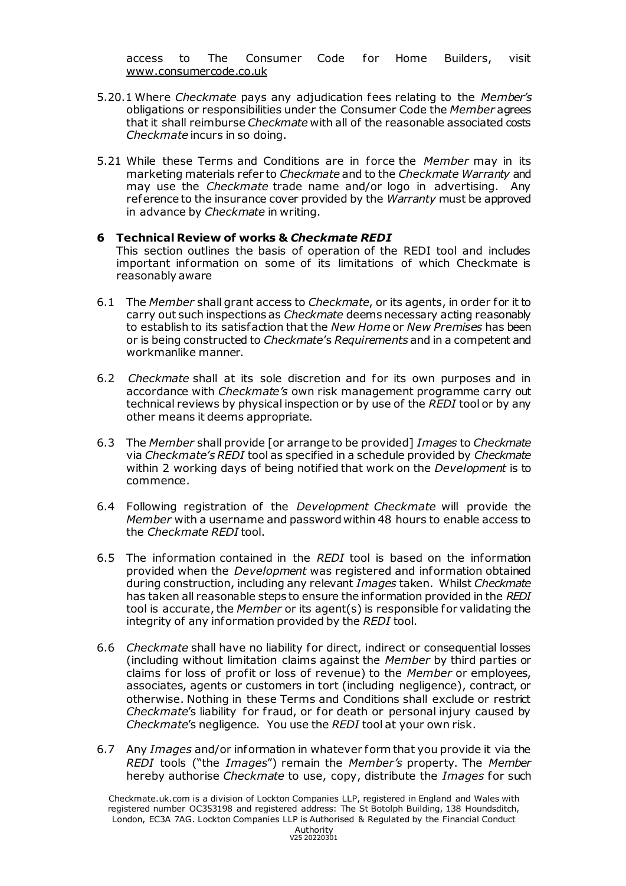access to The Consumer Code for Home Builders, visit www.consumercode.co.uk

5.20.1 Where *Checkmate* pays any adjudication fees relating to the *Member's* obligations or responsibilities under the Consumer Code the *Member* agrees that it shall reimburse *Checkmate* with all of the reasonable associated costs *Checkmate* incurs in so doing.

5.21 While these Terms and Conditions are in force the *Member* may in its marketing materials refer to *Checkmate* and to the *Checkmate Warranty* and may use the *Checkmate* trade name and/or logo in advertising. Any reference to the insurance cover provided by the *Warranty* must be approved in advance by *Checkmate* in writing.

## 6 Technical Review of works & *Checkmate REDI*

This section outlines the basis of operation of the REDI tool and includes important information on some of its limitations of which Checkmate is reasonably aware

6.1 The *Member* shall grant access to *Checkmate*, or its agents, in order for it to carry out such inspections as *Checkmate* deems necessary acting reasonably to establish to its satisfaction that the *New Home* or *New Premises* has been or is being constructed to *Checkmate*'s *Requirements* and in a competent and workmanlike manner.

6.2 *Checkmate* shall at its sole discretion and for its own purposes and in accordance with *Checkmate's* own risk management programme carry out technical reviews by physical inspection or by use of the *REDI* tool or by any other means it deems appropriate.

6.3 The *Member* shall provide [or arrange to be provided] *Images* to *Checkmate* via *Checkmate's REDI* tool as specified in a schedule provided by *Checkmate* within 2 working days of being notified that work on the *Development* is to commence.

6.4 Following registration of the *Development Checkmate* will provide the *Member* with a username and password within 48 hours to enable access to the *Checkmate REDI* tool.

6.5 The information contained in the *REDI* tool is based on the information provided when the *Development* was registered and information obtained during construction, including any relevant *Images* taken. Whilst *Checkmate* has taken all reasonable steps to ensure the information provided in the *REDI* tool is accurate, the *Member* or its agent(s) is responsible for validating the integrity of any information provided by the *REDI* tool.

6.6 *Checkmate* shall have no liability for direct, indirect or consequential losses (including without limitation claims against the *Member* by third parties or claims for loss of profit or loss of revenue) to the *Member* or employees, associates, agents or customers in tort (including negligence), contract, or otherwise. Nothing in these Terms and Conditions shall exclude or restrict *Checkmate*'s liability for fraud, or for death or personal injury caused by *Checkmate*'s negligence. You use the *REDI* tool at your own risk.

6.7 Any *Images* and/or information in whatever form that you provide it via the *REDI* tools ("the *Images*") remain the *Member's* property. The *Member* hereby authorise *Checkmate* to use, copy, distribute the *Images* for such

Checkmate.uk.com is a division of Lockton Companies LLP, registered in England and Wales with registered number OC353198 and registered address: The St Botolph Building, 138 Houndsditch, London, EC3A 7AG. Lockton Companies LLP is Authorised & Regulated by the Financial Conduct Authority
V25 20220301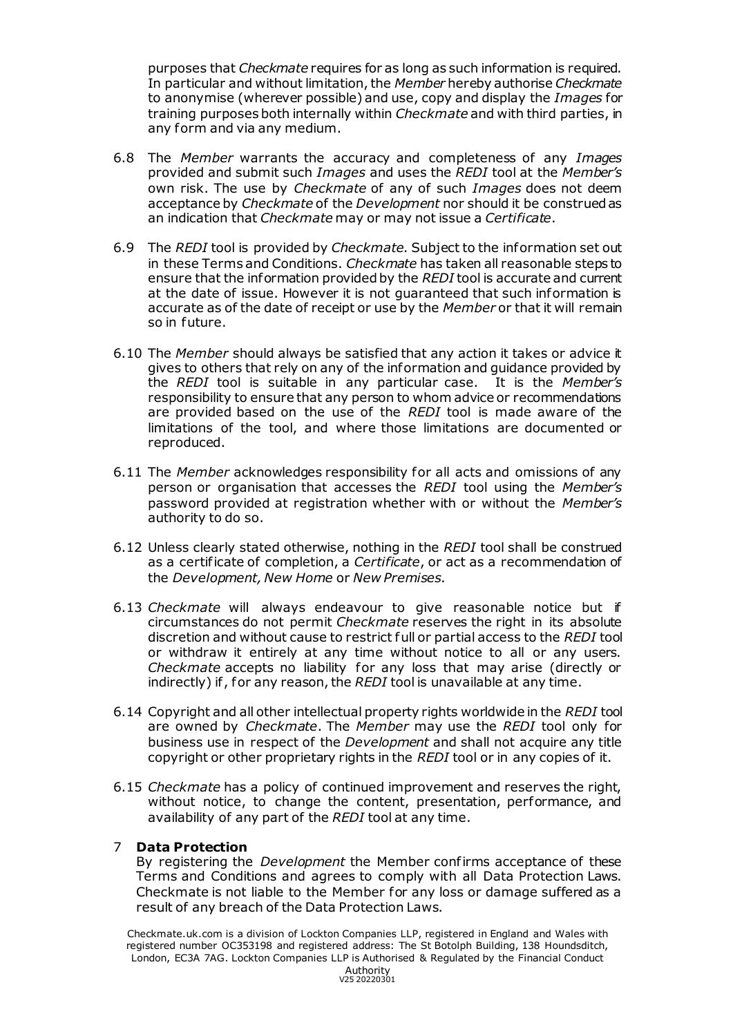purposes that *Checkmate* requires for as long as such information is required. In particular and without limitation, the *Member* hereby authorise *Checkmate* to anonymise (wherever possible) and use, copy and display the *Images* for training purposes both internally within *Checkmate* and with third parties, in any form and via any medium.

6.8 The *Member* warrants the accuracy and completeness of any *Images* provided and submit such *Images* and uses the *REDI* tool at the *Member's* own risk. The use by *Checkmate* of any of such *Images* does not deem acceptance by *Checkmate* of the *Development* nor should it be construed as an indication that *Checkmate* may or may not issue a *Certificate*.

6.9 The *REDI* tool is provided by *Checkmate*. Subject to the information set out in these Terms and Conditions. *Checkmate* has taken all reasonable steps to ensure that the information provided by the *REDI* tool is accurate and current at the date of issue. However it is not guaranteed that such information is accurate as of the date of receipt or use by the *Member* or that it will remain so in future.

6.10 The *Member* should always be satisfied that any action it takes or advice it gives to others that rely on any of the information and guidance provided by the *REDI* tool is suitable in any particular case. It is the *Member's* responsibility to ensure that any person to whom advice or recommendations are provided based on the use of the *REDI* tool is made aware of the limitations of the tool, and where those limitations are documented or reproduced.

6.11 The *Member* acknowledges responsibility for all acts and omissions of any person or organisation that accesses the *REDI* tool using the *Member's* password provided at registration whether with or without the *Member's* authority to do so.

6.12 Unless clearly stated otherwise, nothing in the *REDI* tool shall be construed as a certificate of completion, a *Certificate*, or act as a recommendation of the *Development, New Home* or *New Premises*.

6.13 *Checkmate* will always endeavour to give reasonable notice but if circumstances do not permit *Checkmate* reserves the right in its absolute discretion and without cause to restrict full or partial access to the *REDI* tool or withdraw it entirely at any time without notice to all or any users. *Checkmate* accepts no liability for any loss that may arise (directly or indirectly) if, for any reason, the *REDI* tool is unavailable at any time.

6.14 Copyright and all other intellectual property rights worldwide in the *REDI* tool are owned by *Checkmate*. The *Member* may use the *REDI* tool only for business use in respect of the *Development* and shall not acquire any title copyright or other proprietary rights in the *REDI* tool or in any copies of it.

6.15 *Checkmate* has a policy of continued improvement and reserves the right, without notice, to change the content, presentation, performance, and availability of any part of the *REDI* tool at any time.

## 7 Data Protection

By registering the *Development* the Member confirms acceptance of these Terms and Conditions and agrees to comply with all Data Protection Laws. Checkmate is not liable to the Member for any loss or damage suffered as a result of any breach of the Data Protection Laws.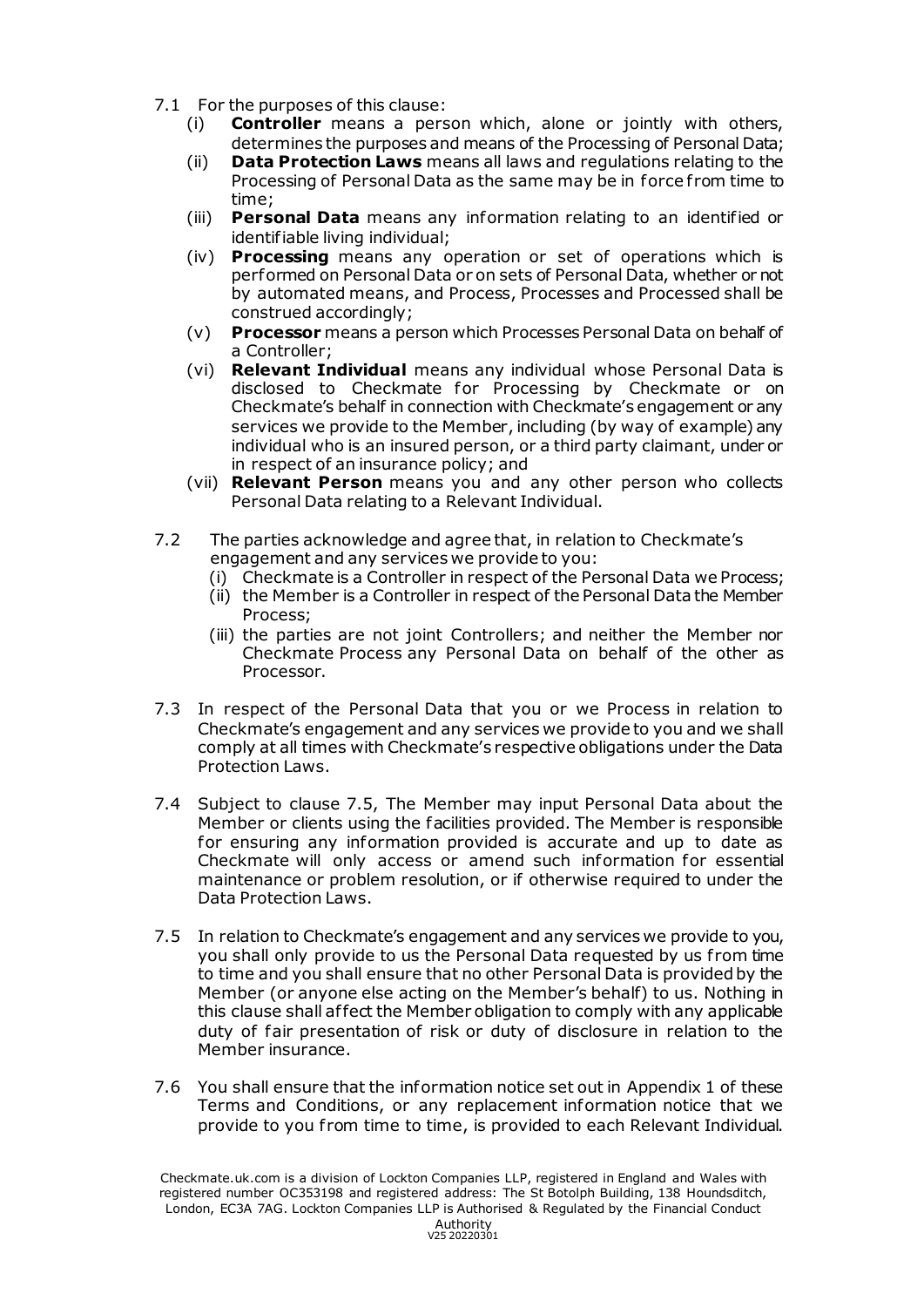7.1 For the purposes of this clause:

- (i) **Controller** means a person which, alone or jointly with others, determines the purposes and means of the Processing of Personal Data;
- (ii) **Data Protection Laws** means all laws and regulations relating to the Processing of Personal Data as the same may be in force from time to time;
- (iii) **Personal Data** means any information relating to an identified or identifiable living individual;
- (iv) **Processing** means any operation or set of operations which is performed on Personal Data or on sets of Personal Data, whether or not by automated means, and Process, Processes and Processed shall be construed accordingly;
- (v) **Processor** means a person which Processes Personal Data on behalf of a Controller;
- (vi) **Relevant Individual** means any individual whose Personal Data is disclosed to Checkmate for Processing by Checkmate or on Checkmate's behalf in connection with Checkmate's engagement or any services we provide to the Member, including (by way of example) any individual who is an insured person, or a third party claimant, under or in respect of an insurance policy; and
- (vii) **Relevant Person** means you and any other person who collects Personal Data relating to a Relevant Individual.

7.2 The parties acknowledge and agree that, in relation to Checkmate's engagement and any services we provide to you:

- (i) Checkmate is a Controller in respect of the Personal Data we Process;
- (ii) the Member is a Controller in respect of the Personal Data the Member Process;
- (iii) the parties are not joint Controllers; and neither the Member nor Checkmate Process any Personal Data on behalf of the other as Processor.

7.3 In respect of the Personal Data that you or we Process in relation to Checkmate's engagement and any services we provide to you and we shall comply at all times with Checkmate's respective obligations under the Data Protection Laws.

7.4 Subject to clause 7.5, The Member may input Personal Data about the Member or clients using the facilities provided. The Member is responsible for ensuring any information provided is accurate and up to date as Checkmate will only access or amend such information for essential maintenance or problem resolution, or if otherwise required to under the Data Protection Laws.

7.5 In relation to Checkmate's engagement and any services we provide to you, you shall only provide to us the Personal Data requested by us from time to time and you shall ensure that no other Personal Data is provided by the Member (or anyone else acting on the Member's behalf) to us. Nothing in this clause shall affect the Member obligation to comply with any applicable duty of fair presentation of risk or duty of disclosure in relation to the Member insurance.

7.6 You shall ensure that the information notice set out in Appendix 1 of these Terms and Conditions, or any replacement information notice that we provide to you from time to time, is provided to each Relevant Individual.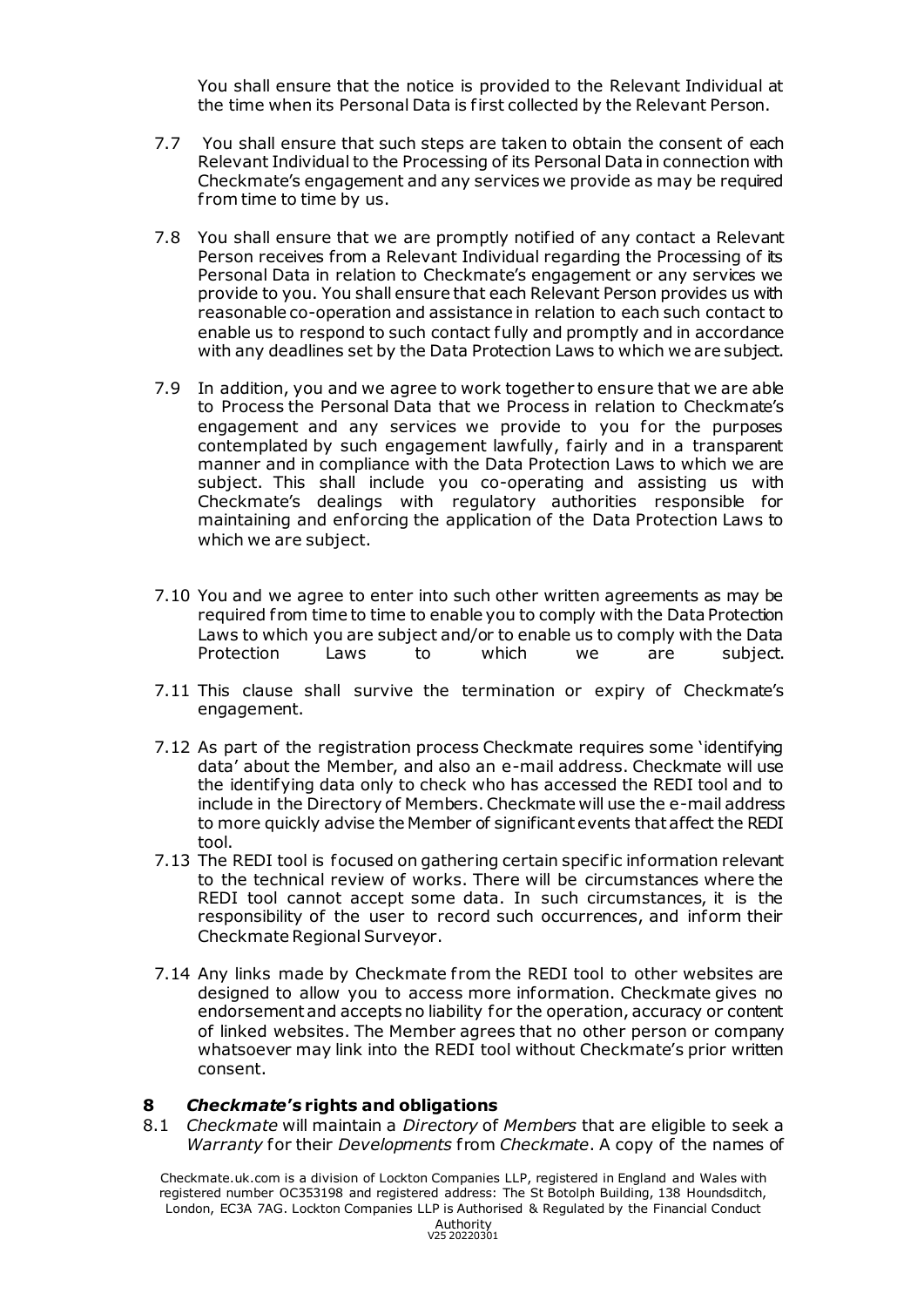You shall ensure that the notice is provided to the Relevant Individual at the time when its Personal Data is first collected by the Relevant Person.

7.7 You shall ensure that such steps are taken to obtain the consent of each Relevant Individual to the Processing of its Personal Data in connection with Checkmate's engagement and any services we provide as may be required from time to time by us.

7.8 You shall ensure that we are promptly notified of any contact a Relevant Person receives from a Relevant Individual regarding the Processing of its Personal Data in relation to Checkmate's engagement or any services we provide to you. You shall ensure that each Relevant Person provides us with reasonable co-operation and assistance in relation to each such contact to enable us to respond to such contact fully and promptly and in accordance with any deadlines set by the Data Protection Laws to which we are subject.

7.9 In addition, you and we agree to work together to ensure that we are able to Process the Personal Data that we Process in relation to Checkmate's engagement and any services we provide to you for the purposes contemplated by such engagement lawfully, fairly and in a transparent manner and in compliance with the Data Protection Laws to which we are subject. This shall include you co-operating and assisting us with Checkmate's dealings with regulatory authorities responsible for maintaining and enforcing the application of the Data Protection Laws to which we are subject.

7.10 You and we agree to enter into such other written agreements as may be required from time to time to enable you to comply with the Data Protection Laws to which you are subject and/or to enable us to comply with the Data Protection Laws to which we are subject.

7.11 This clause shall survive the termination or expiry of Checkmate's engagement.

7.12 As part of the registration process Checkmate requires some 'identifying data' about the Member, and also an e-mail address. Checkmate will use the identifying data only to check who has accessed the REDI tool and to include in the Directory of Members. Checkmate will use the e-mail address to more quickly advise the Member of significant events that affect the REDI tool.

7.13 The REDI tool is focused on gathering certain specific information relevant to the technical review of works. There will be circumstances where the REDI tool cannot accept some data. In such circumstances, it is the responsibility of the user to record such occurrences, and inform their Checkmate Regional Surveyor.

7.14 Any links made by Checkmate from the REDI tool to other websites are designed to allow you to access more information. Checkmate gives no endorsement and accepts no liability for the operation, accuracy or content of linked websites. The Member agrees that no other person or company whatsoever may link into the REDI tool without Checkmate's prior written consent.

## 8 *Checkmate*'s rights and obligations

8.1 *Checkmate* will maintain a *Directory* of *Members* that are eligible to seek a *Warranty* for their *Developments* from *Checkmate*. A copy of the names of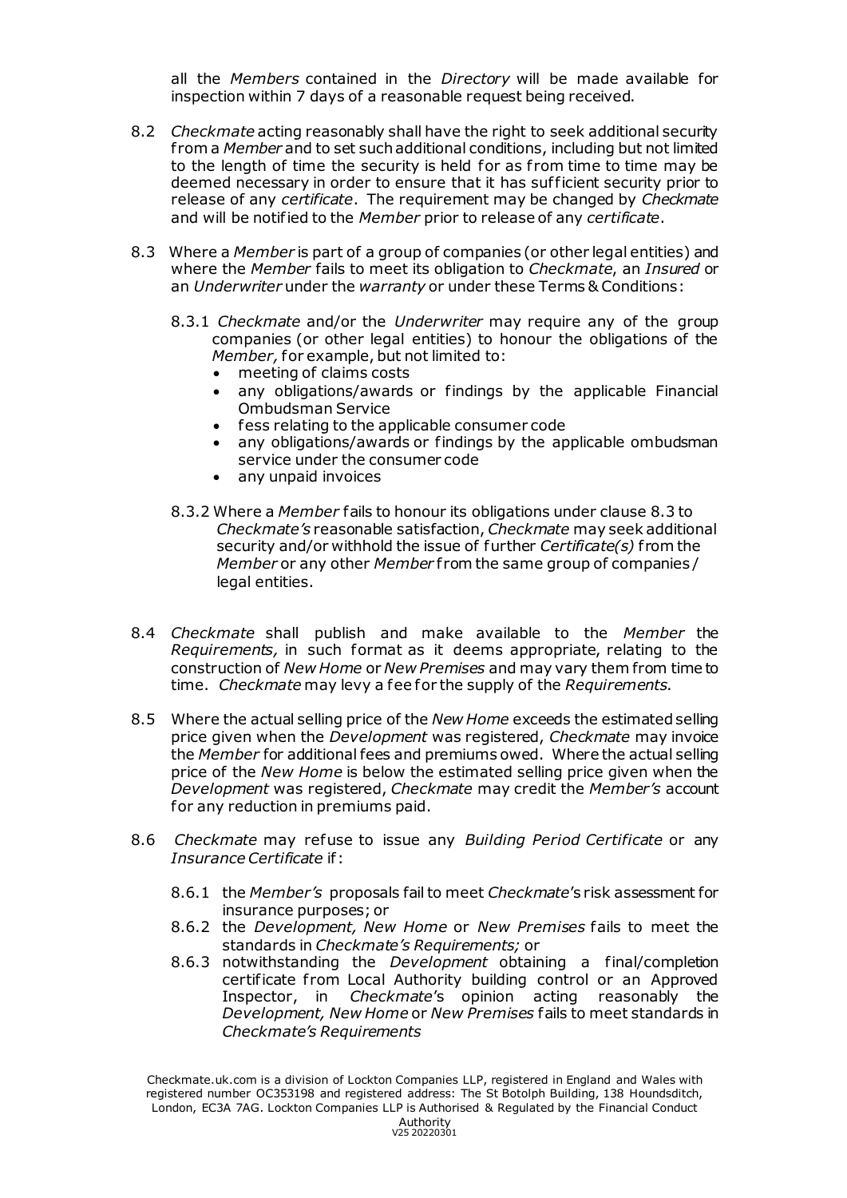all the *Members* contained in the *Directory* will be made available for inspection within 7 days of a reasonable request being received.

8.2 *Checkmate* acting reasonably shall have the right to seek additional security from a *Member* and to set such additional conditions, including but not limited to the length of time the security is held for as from time to time may be deemed necessary in order to ensure that it has sufficient security prior to release of any *certificate*. The requirement may be changed by *Checkmate* and will be notified to the *Member* prior to release of any *certificate*.

8.3 Where a *Member* is part of a group of companies (or other legal entities) and where the *Member* fails to meet its obligation to *Checkmate*, an *Insured* or an *Underwriter* under the *warranty* or under these Terms & Conditions:

8.3.1 *Checkmate* and/or the *Underwriter* may require any of the group companies (or other legal entities) to honour the obligations of the *Member,* for example, but not limited to:

- meeting of claims costs
- any obligations/awards or findings by the applicable Financial Ombudsman Service
- fess relating to the applicable consumer code
- any obligations/awards or findings by the applicable ombudsman service under the consumer code
- any unpaid invoices

8.3.2 Where a *Member* fails to honour its obligations under clause 8.3 to *Checkmate's* reasonable satisfaction, *Checkmate* may seek additional security and/or withhold the issue of further *Certificate(s)* from the *Member* or any other *Member* from the same group of companies / legal entities.

8.4 *Checkmate* shall publish and make available to the *Member* the *Requirements,* in such format as it deems appropriate, relating to the construction of *New Home* or *New Premises* and may vary them from time to time. *Checkmate* may levy a fee for the supply of the *Requirements*.

8.5 Where the actual selling price of the *New Home* exceeds the estimated selling price given when the *Development* was registered, *Checkmate* may invoice the *Member* for additional fees and premiums owed. Where the actual selling price of the *New Home* is below the estimated selling price given when the *Development* was registered, *Checkmate* may credit the *Member's* account for any reduction in premiums paid.

8.6 *Checkmate* may refuse to issue any *Building Period Certificate* or any *Insurance Certificate* if:

8.6.1 the *Member's* proposals fail to meet *Checkmate*'s risk assessment for insurance purposes; or

8.6.2 the *Development, New Home* or *New Premises* fails to meet the standards in *Checkmate's Requirements;* or

8.6.3 notwithstanding the *Development* obtaining a final/completion certificate from Local Authority building control or an Approved Inspector, in *Checkmate*'s opinion acting reasonably the *Development, New Home* or *New Premises* fails to meet standards in *Checkmate's Requirements*

Checkmate.uk.com is a division of Lockton Companies LLP, registered in England and Wales with registered number OC353198 and registered address: The St Botolph Building, 138 Houndsditch, London, EC3A 7AG. Lockton Companies LLP is Authorised & Regulated by the Financial Conduct Authority
V25 20220301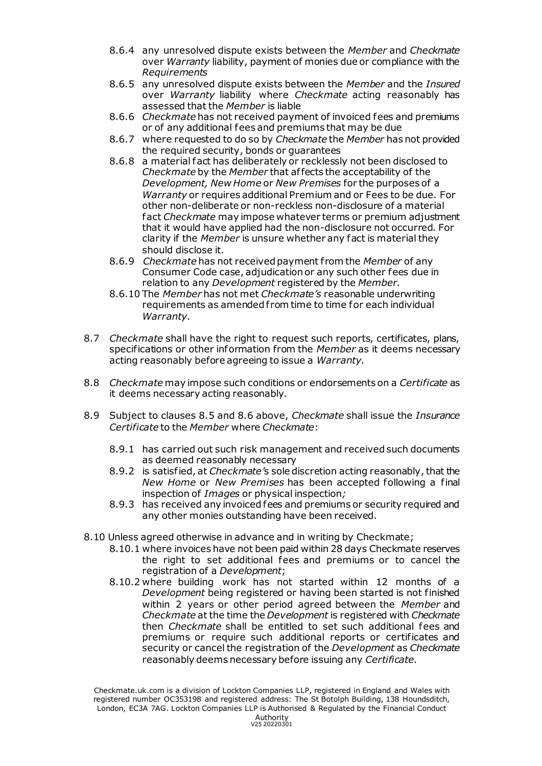8.6.4 any unresolved dispute exists between the *Member* and *Checkmate* over *Warranty* liability, payment of monies due or compliance with the *Requirements*

8.6.5 any unresolved dispute exists between the *Member* and the *Insured* over *Warranty* liability where *Checkmate* acting reasonably has assessed that the *Member* is liable

8.6.6 *Checkmate* has not received payment of invoiced fees and premiums or of any additional fees and premiums that may be due

8.6.7 where requested to do so by *Checkmate* the *Member* has not provided the required security, bonds or guarantees

8.6.8 a material fact has deliberately or recklessly not been disclosed to *Checkmate* by the *Member* that affects the acceptability of the *Development, New Home* or *New Premises* for the purposes of a *Warranty* or requires additional Premium and or Fees to be due. For other non-deliberate or non-reckless non-disclosure of a material fact *Checkmate* may impose whatever terms or premium adjustment that it would have applied had the non-disclosure not occurred. For clarity if the *Member* is unsure whether any fact is material they should disclose it.

8.6.9 *Checkmate* has not received payment from the *Member* of any Consumer Code case, adjudication or any such other fees due in relation to any *Development* registered by the *Member*.

8.6.10 The *Member* has not met *Checkmate's* reasonable underwriting requirements as amended from time to time for each individual *Warranty*.

8.7 *Checkmate* shall have the right to request such reports, certificates, plans, specifications or other information from the *Member* as it deems necessary acting reasonably before agreeing to issue a *Warranty*.

8.8 *Checkmate* may impose such conditions or endorsements on a *Certificate* as it deems necessary acting reasonably.

8.9 Subject to clauses 8.5 and 8.6 above, *Checkmate* shall issue the *Insurance Certificate* to the *Member* where *Checkmate*:

8.9.1 has carried out such risk management and received such documents as deemed reasonably necessary

8.9.2 is satisfied, at *Checkmate's* sole discretion acting reasonably, that the *New Home* or *New Premises* has been accepted following a final inspection of *Images* or physical inspection*;*

8.9.3 has received any invoiced fees and premiums or security required and any other monies outstanding have been received.

8.10 Unless agreed otherwise in advance and in writing by Checkmate;

8.10.1 where invoices have not been paid within 28 days Checkmate reserves the right to set additional fees and premiums or to cancel the registration of a *Development*;

8.10.2 where building work has not started within 12 months of a *Development* being registered or having been started is not finished within 2 years or other period agreed between the *Member* and *Checkmate* at the time the *Development* is registered with *Checkmate* then *Checkmate* shall be entitled to set such additional fees and premiums or require such additional reports or certificates and security or cancel the registration of the *Development* as *Checkmate* reasonably deems necessary before issuing any *Certificate*.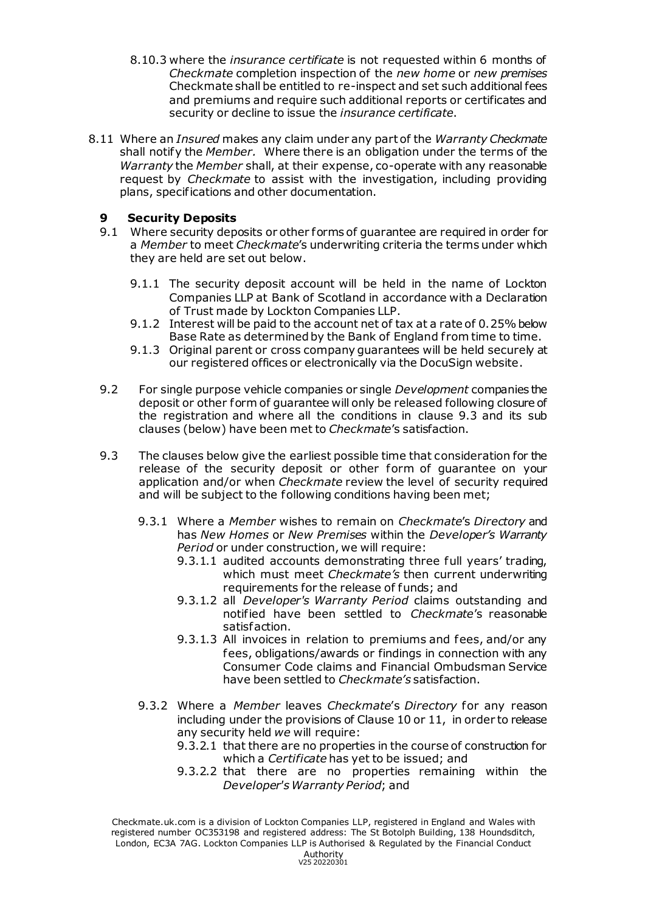8.10.3 where the *insurance certificate* is not requested within 6 months of *Checkmate* completion inspection of the *new home* or *new premises* Checkmate shall be entitled to re-inspect and set such additional fees and premiums and require such additional reports or certificates and security or decline to issue the *insurance certificate*.

8.11 Where an *Insured* makes any claim under any part of the *Warranty Checkmate* shall notify the *Member.* Where there is an obligation under the terms of the *Warranty* the *Member* shall, at their expense, co-operate with any reasonable request by *Checkmate* to assist with the investigation, including providing plans, specifications and other documentation.

## 9 Security Deposits

9.1 Where security deposits or other forms of guarantee are required in order for a *Member* to meet *Checkmate*'s underwriting criteria the terms under which they are held are set out below.

9.1.1 The security deposit account will be held in the name of Lockton Companies LLP at Bank of Scotland in accordance with a Declaration of Trust made by Lockton Companies LLP.

9.1.2 Interest will be paid to the account net of tax at a rate of 0.25% below Base Rate as determined by the Bank of England from time to time.

9.1.3 Original parent or cross company guarantees will be held securely at our registered offices or electronically via the DocuSign website.

9.2 For single purpose vehicle companies or single *Development* companies the deposit or other form of guarantee will only be released following closure of the registration and where all the conditions in clause 9.3 and its sub clauses (below) have been met to *Checkmate*'s satisfaction.

9.3 The clauses below give the earliest possible time that consideration for the release of the security deposit or other form of guarantee on your application and/or when *Checkmate* review the level of security required and will be subject to the following conditions having been met;

9.3.1 Where a *Member* wishes to remain on *Checkmate*'s *Directory* and has *New Homes* or *New Premises* within the *Developer's Warranty Period* or under construction, we will require:

9.3.1.1 audited accounts demonstrating three full years' trading, which must meet *Checkmate's* then current underwriting requirements for the release of funds; and

9.3.1.2 all *Developer's Warranty Period* claims outstanding and notified have been settled to *Checkmate*'s reasonable satisfaction.

9.3.1.3 All invoices in relation to premiums and fees, and/or any fees, obligations/awards or findings in connection with any Consumer Code claims and Financial Ombudsman Service have been settled to *Checkmate's* satisfaction.

9.3.2 Where a *Member* leaves *Checkmate*'s *Directory* for any reason including under the provisions of Clause 10 or 11, in order to release any security held *we* will require:

9.3.2.1 that there are no properties in the course of construction for which a *Certificate* has yet to be issued; and

9.3.2.2 that there are no properties remaining within the *Developer's Warranty Period*; and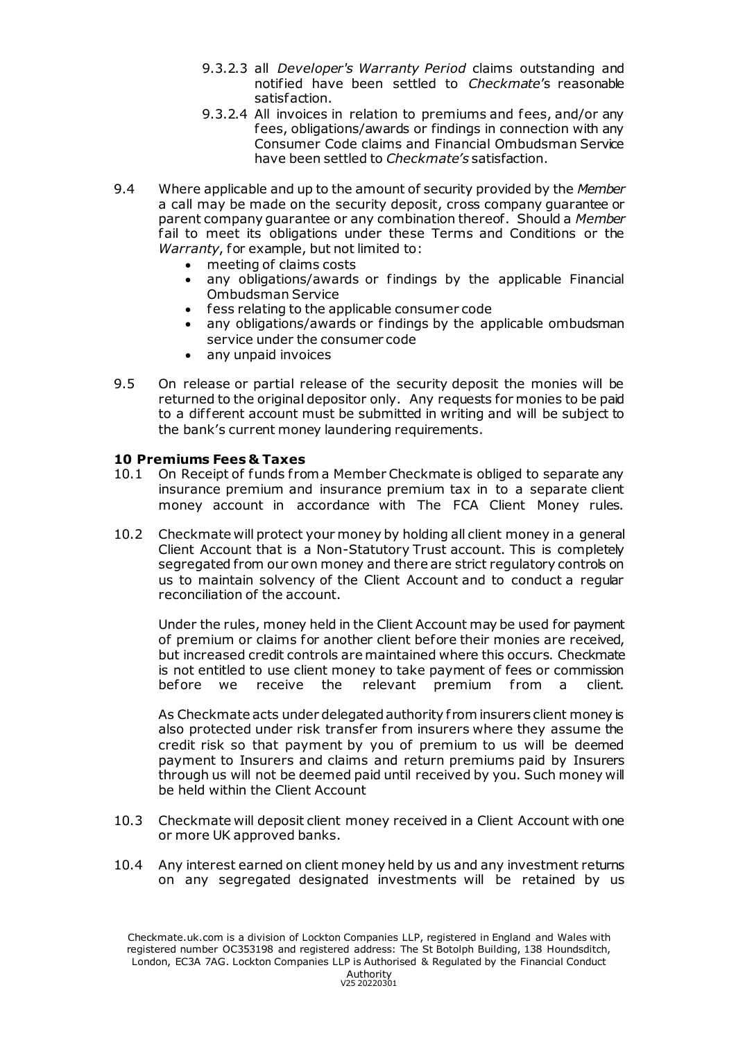9.3.2.3 all *Developer's Warranty Period* claims outstanding and notified have been settled to *Checkmate*'s reasonable satisfaction.

9.3.2.4 All invoices in relation to premiums and fees, and/or any fees, obligations/awards or findings in connection with any Consumer Code claims and Financial Ombudsman Service have been settled to *Checkmate's* satisfaction.

9.4 Where applicable and up to the amount of security provided by the *Member* a call may be made on the security deposit, cross company guarantee or parent company guarantee or any combination thereof. Should a *Member* fail to meet its obligations under these Terms and Conditions or the *Warranty*, for example, but not limited to:

- meeting of claims costs
- any obligations/awards or findings by the applicable Financial Ombudsman Service
- fess relating to the applicable consumer code
- any obligations/awards or findings by the applicable ombudsman service under the consumer code
- any unpaid invoices

9.5 On release or partial release of the security deposit the monies will be returned to the original depositor only. Any requests for monies to be paid to a different account must be submitted in writing and will be subject to the bank's current money laundering requirements.

**10 Premiums Fees & Taxes**

10.1 On Receipt of funds from a Member Checkmate is obliged to separate any insurance premium and insurance premium tax in to a separate client money account in accordance with The FCA Client Money rules.

10.2 Checkmate will protect your money by holding all client money in a general Client Account that is a Non-Statutory Trust account. This is completely segregated from our own money and there are strict regulatory controls on us to maintain solvency of the Client Account and to conduct a regular reconciliation of the account.

Under the rules, money held in the Client Account may be used for payment of premium or claims for another client before their monies are received, but increased credit controls are maintained where this occurs. Checkmate is not entitled to use client money to take payment of fees or commission before we receive the relevant premium from a client.

As Checkmate acts under delegated authority from insurers client money is also protected under risk transfer from insurers where they assume the credit risk so that payment by you of premium to us will be deemed payment to Insurers and claims and return premiums paid by Insurers through us will not be deemed paid until received by you. Such money will be held within the Client Account

10.3 Checkmate will deposit client money received in a Client Account with one or more UK approved banks.

10.4 Any interest earned on client money held by us and any investment returns on any segregated designated investments will be retained by us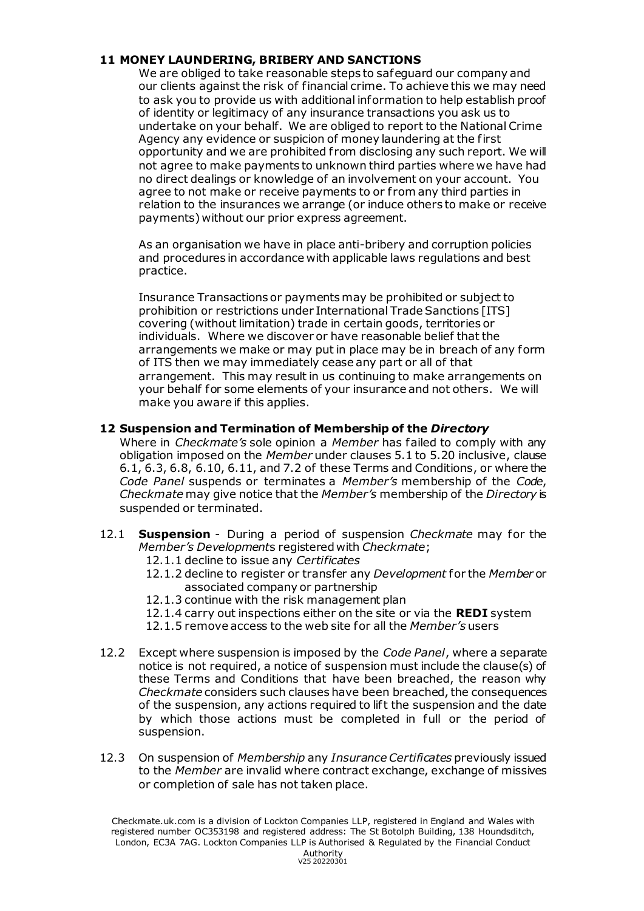## 11 MONEY LAUNDERING, BRIBERY AND SANCTIONS

We are obliged to take reasonable steps to safeguard our company and our clients against the risk of financial crime. To achieve this we may need to ask you to provide us with additional information to help establish proof of identity or legitimacy of any insurance transactions you ask us to undertake on your behalf. We are obliged to report to the National Crime Agency any evidence or suspicion of money laundering at the first opportunity and we are prohibited from disclosing any such report. We will not agree to make payments to unknown third parties where we have had no direct dealings or knowledge of an involvement on your account. You agree to not make or receive payments to or from any third parties in relation to the insurances we arrange (or induce others to make or receive payments) without our prior express agreement.

As an organisation we have in place anti-bribery and corruption policies and procedures in accordance with applicable laws regulations and best practice.

Insurance Transactions or payments may be prohibited or subject to prohibition or restrictions under International Trade Sanctions [ITS] covering (without limitation) trade in certain goods, territories or individuals. Where we discover or have reasonable belief that the arrangements we make or may put in place may be in breach of any form of ITS then we may immediately cease any part or all of that arrangement. This may result in us continuing to make arrangements on your behalf for some elements of your insurance and not others. We will make you aware if this applies.

## 12 Suspension and Termination of Membership of the *Directory*

Where in *Checkmate's* sole opinion a *Member* has failed to comply with any obligation imposed on the *Member* under clauses 5.1 to 5.20 inclusive, clause 6.1, 6.3, 6.8, 6.10, 6.11, and 7.2 of these Terms and Conditions, or where the *Code Panel* suspends or terminates a *Member's* membership of the *Code*, *Checkmate* may give notice that the *Member's* membership of the *Directory* is suspended or terminated.

12.1 **Suspension** - During a period of suspension *Checkmate* may for the *Member's Developments* registered with *Checkmate*;

- 12.1.1 decline to issue any *Certificates*
- 12.1.2 decline to register or transfer any *Development* for the *Member* or associated company or partnership
- 12.1.3 continue with the risk management plan
- 12.1.4 carry out inspections either on the site or via the **REDI** system
- 12.1.5 remove access to the web site for all the *Member's* users

12.2 Except where suspension is imposed by the *Code Panel*, where a separate notice is not required, a notice of suspension must include the clause(s) of these Terms and Conditions that have been breached, the reason why *Checkmate* considers such clauses have been breached, the consequences of the suspension, any actions required to lift the suspension and the date by which those actions must be completed in full or the period of suspension.

12.3 On suspension of *Membership* any *Insurance Certificates* previously issued to the *Member* are invalid where contract exchange, exchange of missives or completion of sale has not taken place.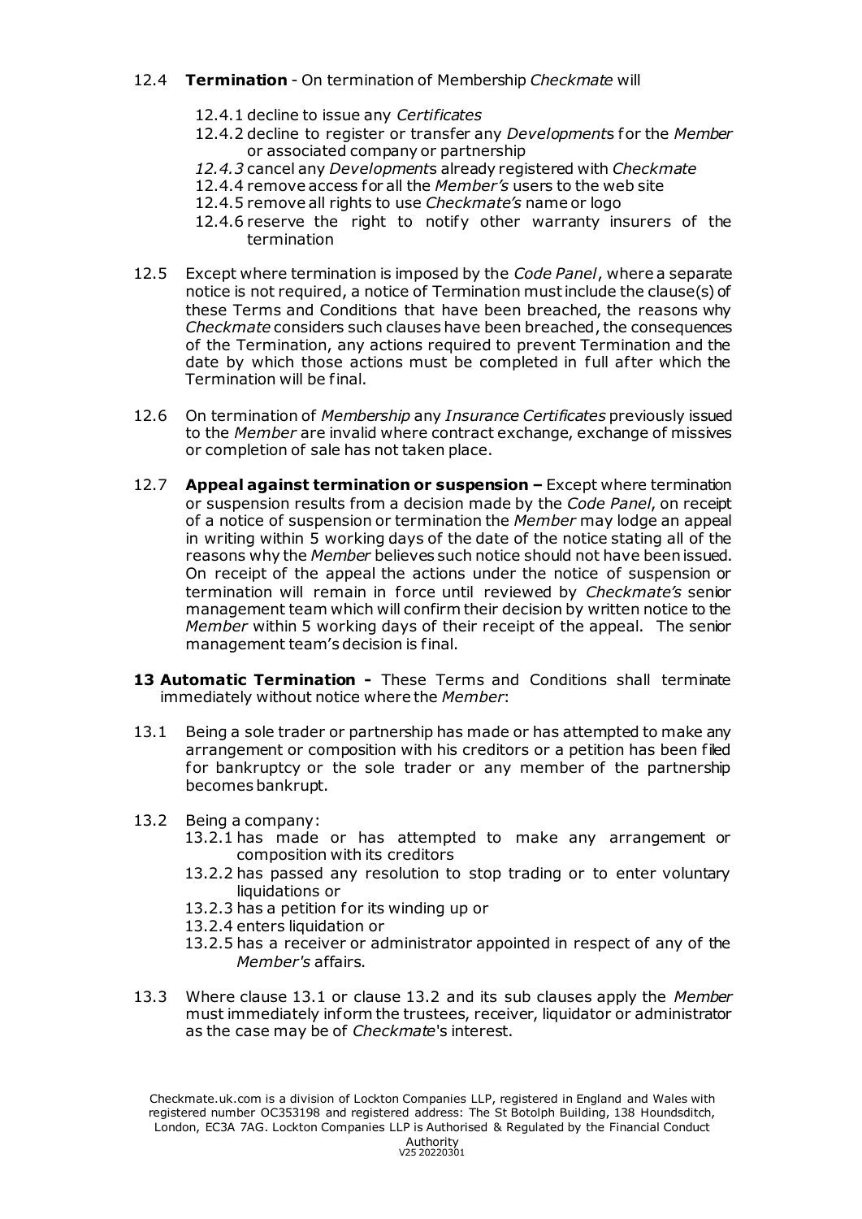12.4 **Termination** - On termination of Membership *Checkmate* will

- 12.4.1 decline to issue any *Certificates*
- 12.4.2 decline to register or transfer any *Development*s for the *Member* or associated company or partnership
- *12.4.3* cancel any *Development*s already registered with *Checkmate*
- 12.4.4 remove access for all the *Member's* users to the web site
- 12.4.5 remove all rights to use *Checkmate's* name or logo
- 12.4.6 reserve the right to notify other warranty insurers of the termination

12.5 Except where termination is imposed by the *Code Panel*, where a separate notice is not required, a notice of Termination must include the clause(s) of these Terms and Conditions that have been breached, the reasons why *Checkmate* considers such clauses have been breached, the consequences of the Termination, any actions required to prevent Termination and the date by which those actions must be completed in full after which the Termination will be final.

12.6 On termination of *Membership* any *Insurance Certificates* previously issued to the *Member* are invalid where contract exchange, exchange of missives or completion of sale has not taken place.

12.7 **Appeal against termination or suspension –** Except where termination or suspension results from a decision made by the *Code Panel*, on receipt of a notice of suspension or termination the *Member* may lodge an appeal in writing within 5 working days of the date of the notice stating all of the reasons why the *Member* believes such notice should not have been issued. On receipt of the appeal the actions under the notice of suspension or termination will remain in force until reviewed by *Checkmate's* senior management team which will confirm their decision by written notice to the *Member* within 5 working days of their receipt of the appeal. The senior management team's decision is final.

**13 Automatic Termination -** These Terms and Conditions shall terminate immediately without notice where the *Member*:

13.1 Being a sole trader or partnership has made or has attempted to make any arrangement or composition with his creditors or a petition has been filed for bankruptcy or the sole trader or any member of the partnership becomes bankrupt.

13.2 Being a company:

- 13.2.1 has made or has attempted to make any arrangement or composition with its creditors
- 13.2.2 has passed any resolution to stop trading or to enter voluntary liquidations or
- 13.2.3 has a petition for its winding up or
- 13.2.4 enters liquidation or
- 13.2.5 has a receiver or administrator appointed in respect of any of the *Member's* affairs.

13.3 Where clause 13.1 or clause 13.2 and its sub clauses apply the *Member* must immediately inform the trustees, receiver, liquidator or administrator as the case may be of *Checkmate*'s interest.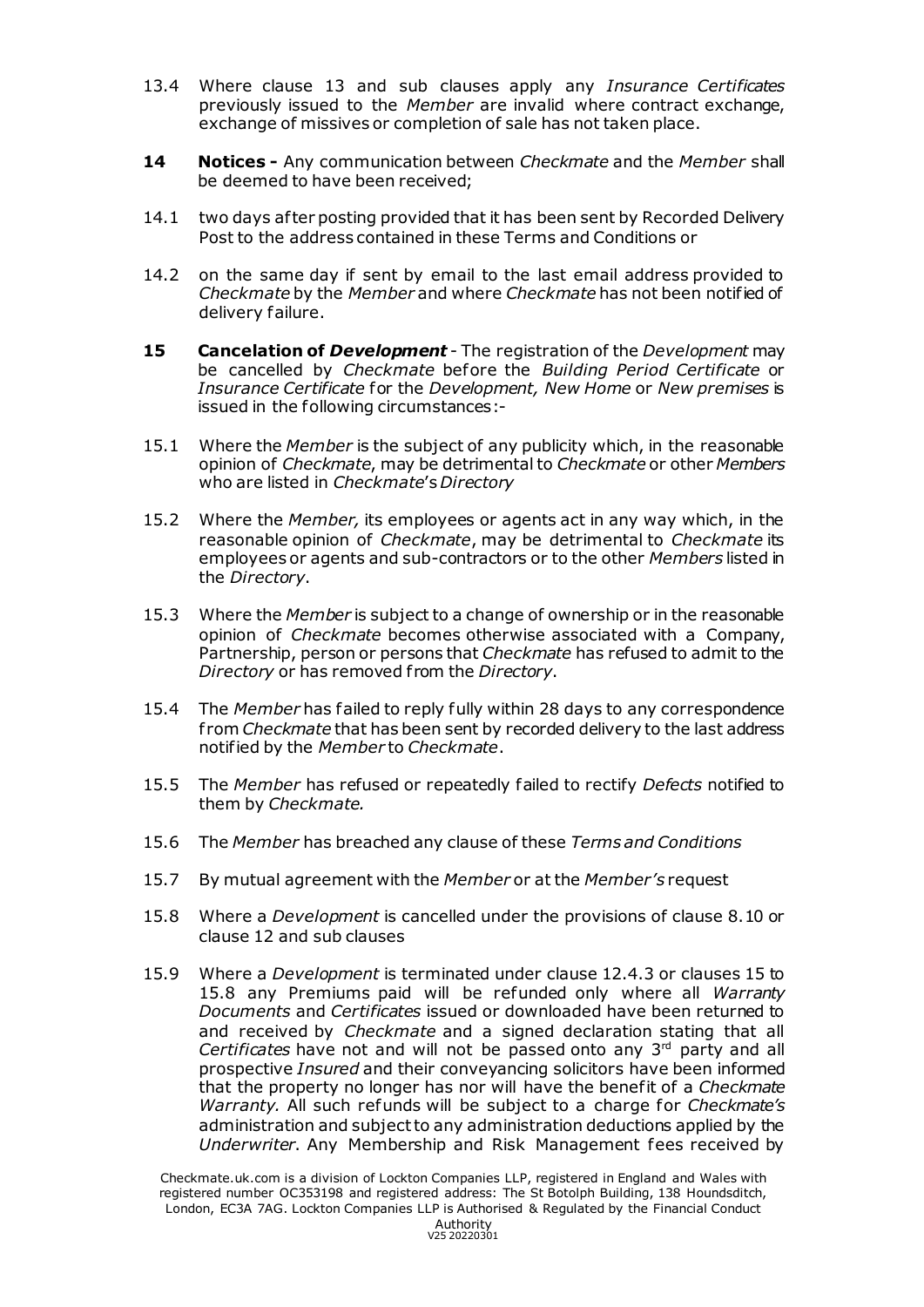13.4 Where clause 13 and sub clauses apply any *Insurance Certificates* previously issued to the *Member* are invalid where contract exchange, exchange of missives or completion of sale has not taken place.

**14 Notices -** Any communication between *Checkmate* and the *Member* shall be deemed to have been received;

14.1 two days after posting provided that it has been sent by Recorded Delivery Post to the address contained in these Terms and Conditions or

14.2 on the same day if sent by email to the last email address provided to *Checkmate* by the *Member* and where *Checkmate* has not been notified of delivery failure.

**15 Cancelation of *Development*** - The registration of the *Development* may be cancelled by *Checkmate* before the *Building Period Certificate* or *Insurance Certificate* for the *Development, New Home* or *New premises* is issued in the following circumstances:-

15.1 Where the *Member* is the subject of any publicity which, in the reasonable opinion of *Checkmate*, may be detrimental to *Checkmate* or other *Members* who are listed in *Checkmate*'s *Directory*

15.2 Where the *Member,* its employees or agents act in any way which, in the reasonable opinion of *Checkmate*, may be detrimental to *Checkmate* its employees or agents and sub-contractors or to the other *Members* listed in the *Directory*.

15.3 Where the *Member* is subject to a change of ownership or in the reasonable opinion of *Checkmate* becomes otherwise associated with a Company, Partnership, person or persons that *Checkmate* has refused to admit to the *Directory* or has removed from the *Directory*.

15.4 The *Member* has failed to reply fully within 28 days to any correspondence from *Checkmate* that has been sent by recorded delivery to the last address notified by the *Member* to *Checkmate*.

15.5 The *Member* has refused or repeatedly failed to rectify *Defects* notified to them by *Checkmate.*

15.6 The *Member* has breached any clause of these *Terms and Conditions*

15.7 By mutual agreement with the *Member* or at the *Member's* request

15.8 Where a *Development* is cancelled under the provisions of clause 8.10 or clause 12 and sub clauses

15.9 Where a *Development* is terminated under clause 12.4.3 or clauses 15 to 15.8 any Premiums paid will be refunded only where all *Warranty Documents* and *Certificates* issued or downloaded have been returned to and received by *Checkmate* and a signed declaration stating that all *Certificates* have not and will not be passed onto any 3rd party and all prospective *Insured* and their conveyancing solicitors have been informed that the property no longer has nor will have the benefit of a *Checkmate Warranty.* All such refunds will be subject to a charge for *Checkmate's* administration and subject to any administration deductions applied by the *Underwriter*. Any Membership and Risk Management fees received by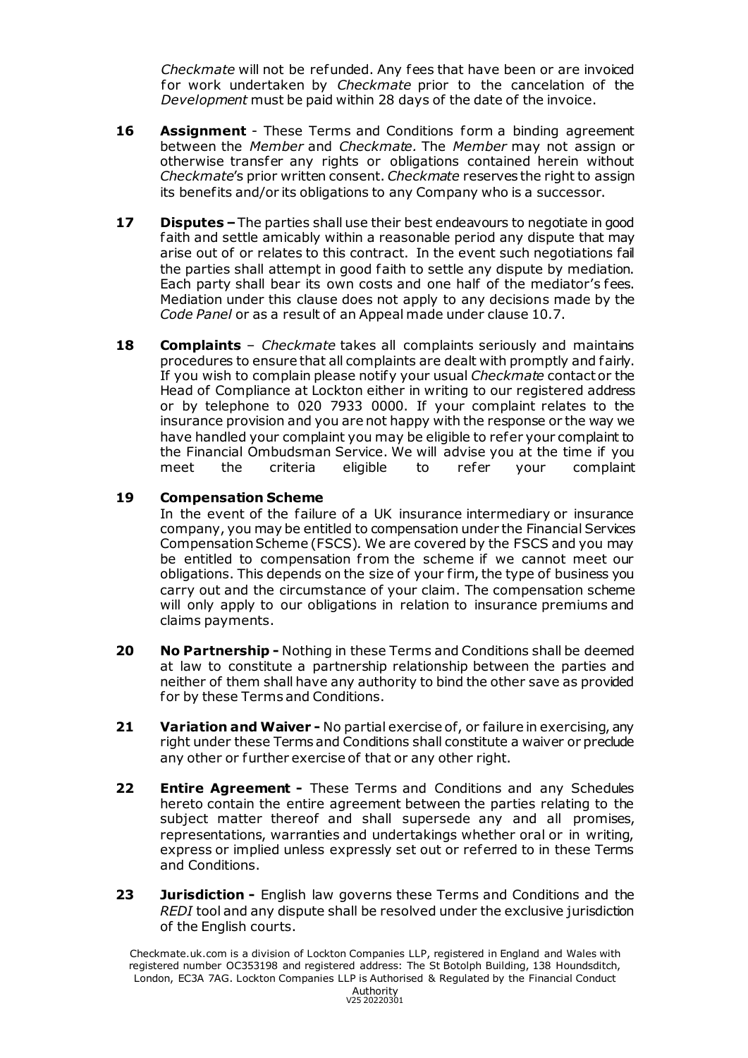*Checkmate* will not be refunded. Any fees that have been or are invoiced for work undertaken by *Checkmate* prior to the cancelation of the *Development* must be paid within 28 days of the date of the invoice.

**16 Assignment** - These Terms and Conditions form a binding agreement between the *Member* and *Checkmate.* The *Member* may not assign or otherwise transfer any rights or obligations contained herein without *Checkmate*'s prior written consent. *Checkmate* reserves the right to assign its benefits and/or its obligations to any Company who is a successor.

**17 Disputes –** The parties shall use their best endeavours to negotiate in good faith and settle amicably within a reasonable period any dispute that may arise out of or relates to this contract. In the event such negotiations fail the parties shall attempt in good faith to settle any dispute by mediation. Each party shall bear its own costs and one half of the mediator's fees. Mediation under this clause does not apply to any decisions made by the *Code Panel* or as a result of an Appeal made under clause 10.7.

**18 Complaints** – *Checkmate* takes all complaints seriously and maintains procedures to ensure that all complaints are dealt with promptly and fairly. If you wish to complain please notify your usual *Checkmate* contact or the Head of Compliance at Lockton either in writing to our registered address or by telephone to 020 7933 0000. If your complaint relates to the insurance provision and you are not happy with the response or the way we have handled your complaint you may be eligible to refer your complaint to the Financial Ombudsman Service. We will advise you at the time if you meet the criteria eligible to refer your complaint

**19 Compensation Scheme**

In the event of the failure of a UK insurance intermediary or insurance company, you may be entitled to compensation under the Financial Services Compensation Scheme (FSCS). We are covered by the FSCS and you may be entitled to compensation from the scheme if we cannot meet our obligations. This depends on the size of your firm, the type of business you carry out and the circumstance of your claim. The compensation scheme will only apply to our obligations in relation to insurance premiums and claims payments.

**20 No Partnership -** Nothing in these Terms and Conditions shall be deemed at law to constitute a partnership relationship between the parties and neither of them shall have any authority to bind the other save as provided for by these Terms and Conditions.

**21 Variation and Waiver -** No partial exercise of, or failure in exercising, any right under these Terms and Conditions shall constitute a waiver or preclude any other or further exercise of that or any other right.

**22 Entire Agreement -** These Terms and Conditions and any Schedules hereto contain the entire agreement between the parties relating to the subject matter thereof and shall supersede any and all promises, representations, warranties and undertakings whether oral or in writing, express or implied unless expressly set out or referred to in these Terms and Conditions.

**23 Jurisdiction -** English law governs these Terms and Conditions and the *REDI* tool and any dispute shall be resolved under the exclusive jurisdiction of the English courts.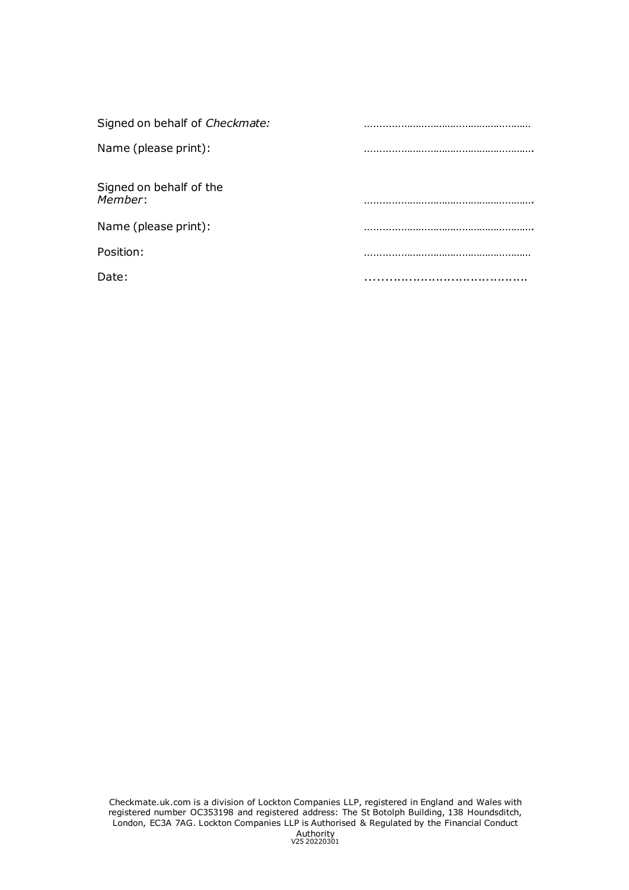| | |
|---|---|
| Signed on behalf of *Checkmate:* | ………………………………………………… |
| Name (please print): | ………………………………………………… |
| Signed on behalf of the *Member*: | ………………………………………………… |
| Name (please print): | ………………………………………………… |
| Position: | ………………………………………………… |
| Date: | …………………………………… |

Checkmate.uk.com is a division of Lockton Companies LLP, registered in England and Wales with registered number OC353198 and registered address: The St Botolph Building, 138 Houndsditch, London, EC3A 7AG. Lockton Companies LLP is Authorised & Regulated by the Financial Conduct Authority

V25 20220301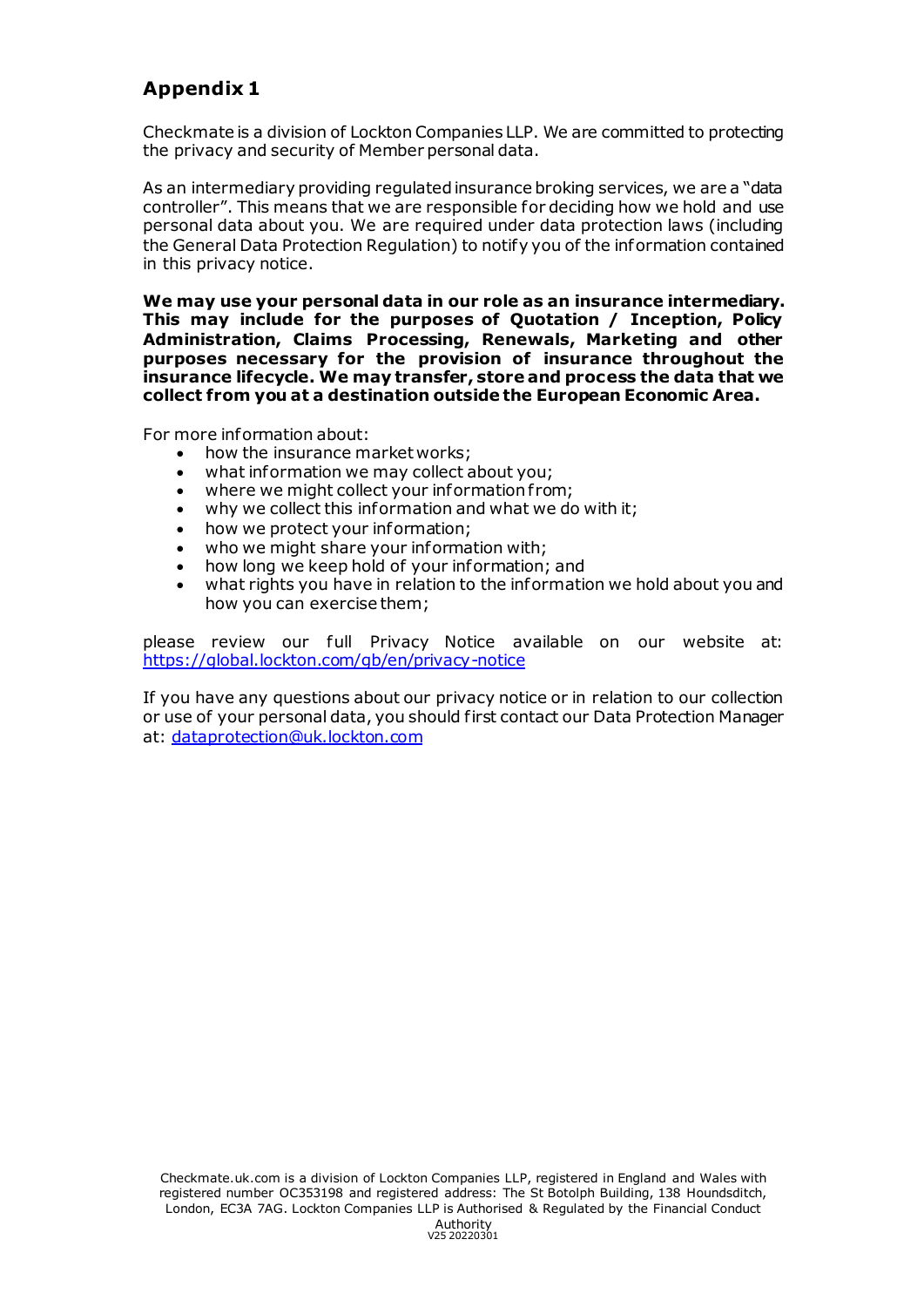## Appendix 1

Checkmate is a division of Lockton Companies LLP. We are committed to protecting the privacy and security of Member personal data.

As an intermediary providing regulated insurance broking services, we are a "data controller". This means that we are responsible for deciding how we hold and use personal data about you. We are required under data protection laws (including the General Data Protection Regulation) to notify you of the information contained in this privacy notice.

**We may use your personal data in our role as an insurance intermediary. This may include for the purposes of Quotation / Inception, Policy Administration, Claims Processing, Renewals, Marketing and other purposes necessary for the provision of insurance throughout the insurance lifecycle. We may transfer, store and process the data that we collect from you at a destination outside the European Economic Area.**

For more information about:

- how the insurance market works;
- what information we may collect about you;
- where we might collect your information from;
- why we collect this information and what we do with it;
- how we protect your information;
- who we might share your information with;
- how long we keep hold of your information; and
- what rights you have in relation to the information we hold about you and how you can exercise them;

please review our full Privacy Notice available on our website at: https://global.lockton.com/gb/en/privacy-notice

If you have any questions about our privacy notice or in relation to our collection or use of your personal data, you should first contact our Data Protection Manager at: dataprotection@uk.lockton.com

Checkmate.uk.com is a division of Lockton Companies LLP, registered in England and Wales with registered number OC353198 and registered address: The St Botolph Building, 138 Houndsditch, London, EC3A 7AG. Lockton Companies LLP is Authorised & Regulated by the Financial Conduct Authority

V25 20220301